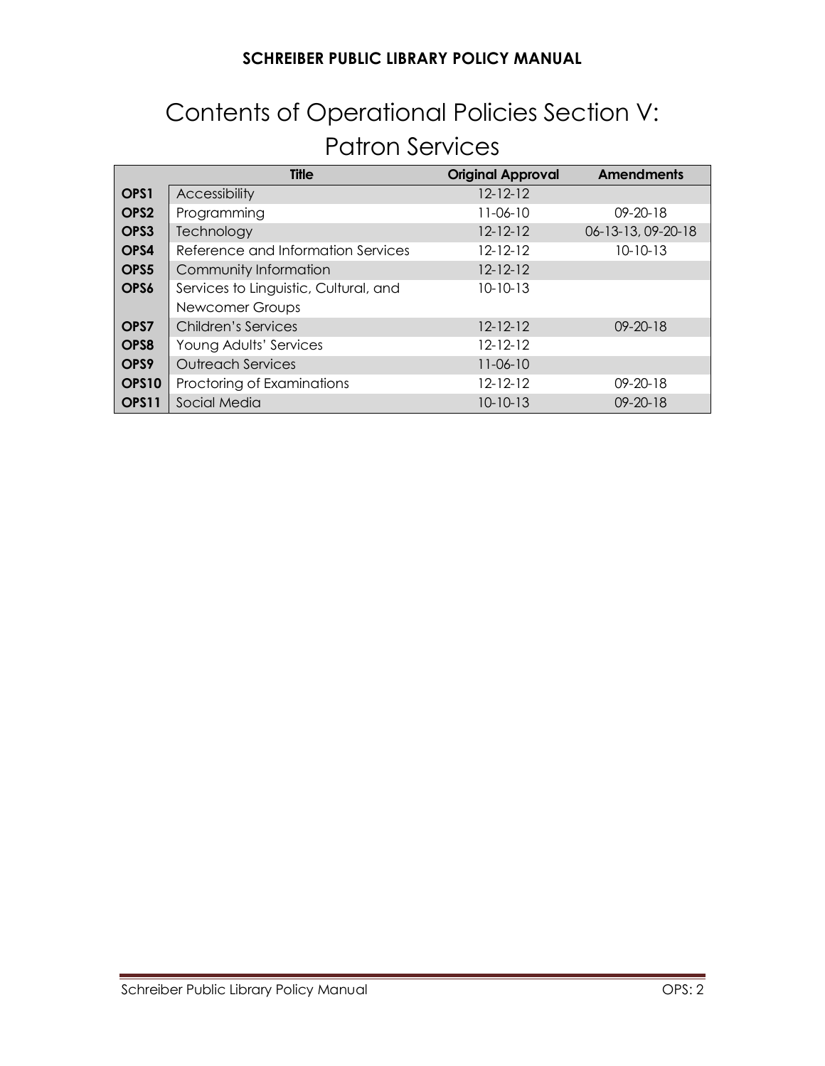# SCHREIBER PUBLIC LIBRARY POLICY MANUAL

# Contents of Operational Policies Section V: Patron Services

| | Title | Original Approval | Amendments |
|---|---|---|---|
| **OPS1** | Accessibility | 12-12-12 | |
| **OPS2** | Programming | 11-06-10 | 09-20-18 |
| **OPS3** | Technology | 12-12-12 | 06-13-13, 09-20-18 |
| **OPS4** | Reference and Information Services | 12-12-12 | 10-10-13 |
| **OPS5** | Community Information | 12-12-12 | |
| **OPS6** | Services to Linguistic, Cultural, and Newcomer Groups | 10-10-13 | |
| **OPS7** | Children's Services | 12-12-12 | 09-20-18 |
| **OPS8** | Young Adults' Services | 12-12-12 | |
| **OPS9** | Outreach Services | 11-06-10 | |
| **OPS10** | Proctoring of Examinations | 12-12-12 | 09-20-18 |
| **OPS11** | Social Media | 10-10-13 | 09-20-18 |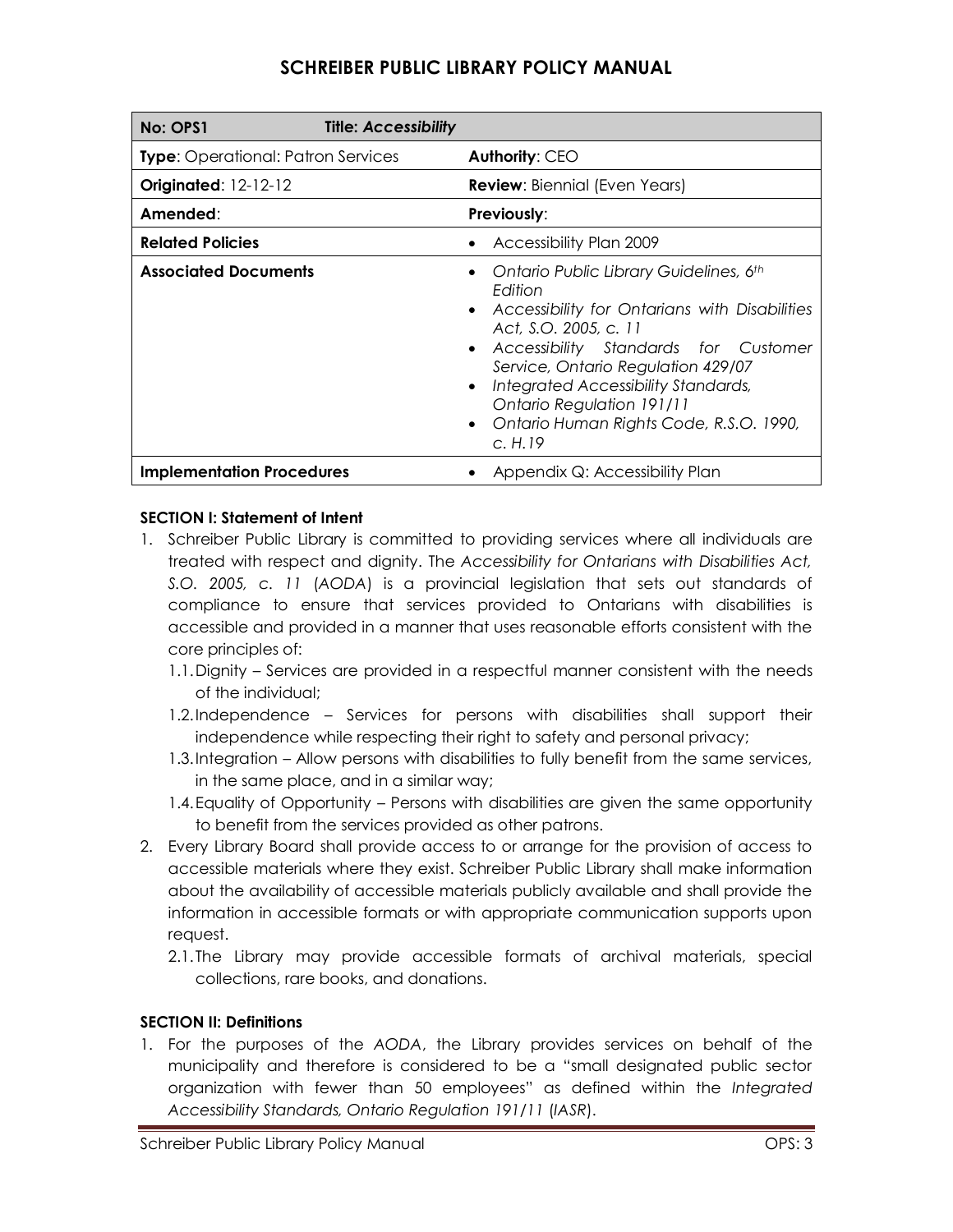# SCHREIBER PUBLIC LIBRARY POLICY MANUAL

| **No: OPS1** **Title: *Accessibility*** | |
|---|---|
| **Type**: Operational: Patron Services | **Authority**: CEO |
| **Originated**: 12-12-12 | **Review**: Biennial (Even Years) |
| **Amended**: | **Previously**: |
| **Related Policies** | • Accessibility Plan 2009 |
| **Associated Documents** | • *Ontario Public Library Guidelines, 6th Edition*<br>• *Accessibility for Ontarians with Disabilities Act, S.O. 2005, c. 11*<br>• *Accessibility Standards for Customer Service, Ontario Regulation 429/07*<br>• *Integrated Accessibility Standards, Ontario Regulation 191/11*<br>• *Ontario Human Rights Code, R.S.O. 1990, c. H.19* |
| **Implementation Procedures** | • Appendix Q: Accessibility Plan |

**SECTION I: Statement of Intent**

1. Schreiber Public Library is committed to providing services where all individuals are treated with respect and dignity. The *Accessibility for Ontarians with Disabilities Act, S.O. 2005, c. 11* (*AODA*) is a provincial legislation that sets out standards of compliance to ensure that services provided to Ontarians with disabilities is accessible and provided in a manner that uses reasonable efforts consistent with the core principles of:
   1.1. Dignity – Services are provided in a respectful manner consistent with the needs of the individual;
   1.2. Independence – Services for persons with disabilities shall support their independence while respecting their right to safety and personal privacy;
   1.3. Integration – Allow persons with disabilities to fully benefit from the same services, in the same place, and in a similar way;
   1.4. Equality of Opportunity – Persons with disabilities are given the same opportunity to benefit from the services provided as other patrons.
2. Every Library Board shall provide access to or arrange for the provision of access to accessible materials where they exist. Schreiber Public Library shall make information about the availability of accessible materials publicly available and shall provide the information in accessible formats or with appropriate communication supports upon request.
   2.1. The Library may provide accessible formats of archival materials, special collections, rare books, and donations.

**SECTION II: Definitions**

1. For the purposes of the *AODA*, the Library provides services on behalf of the municipality and therefore is considered to be a "small designated public sector organization with fewer than 50 employees" as defined within the *Integrated Accessibility Standards, Ontario Regulation 191/11* (*IASR*).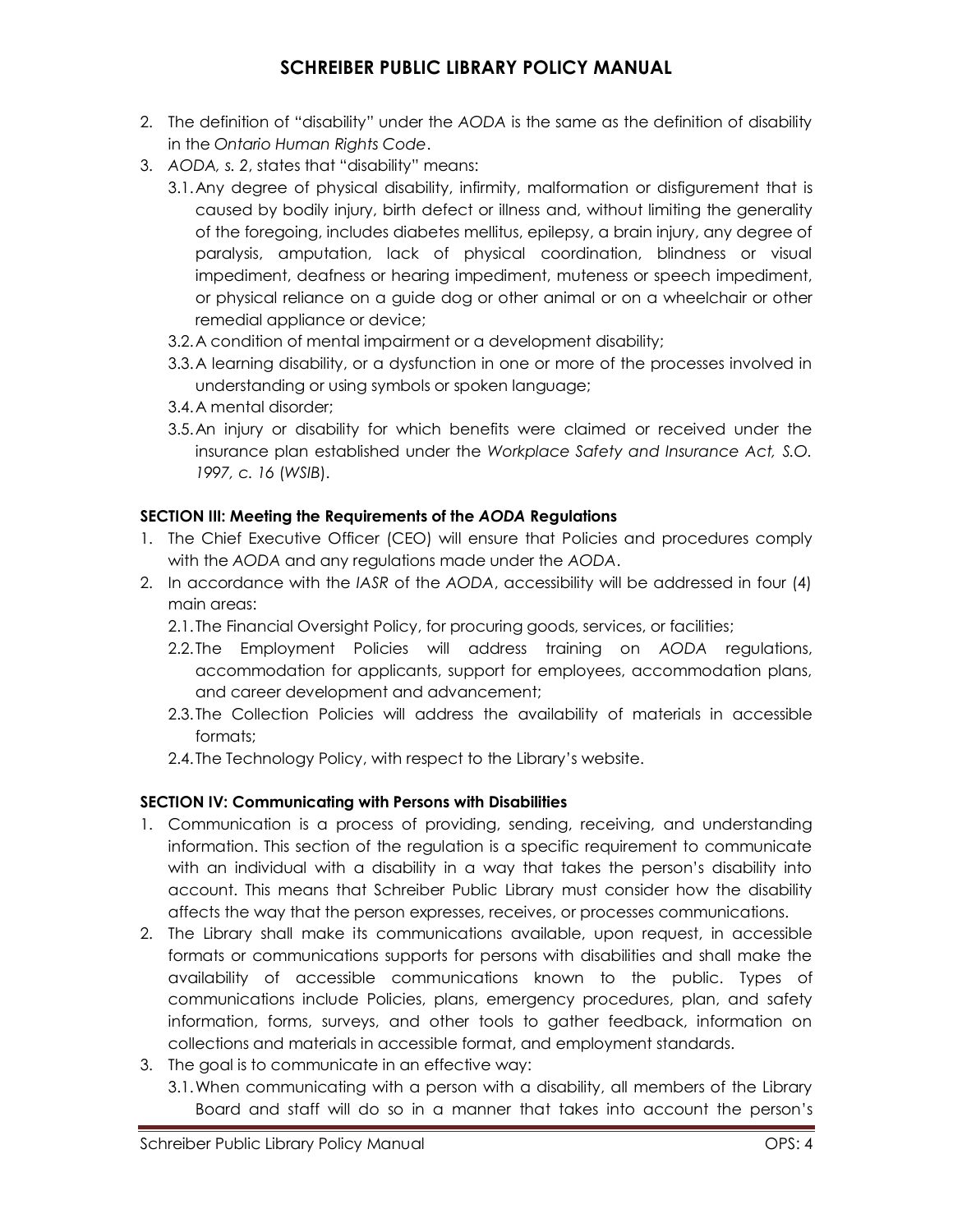2. The definition of "disability" under the *AODA* is the same as the definition of disability in the *Ontario Human Rights Code*.
3. *AODA, s. 2*, states that "disability" means:
   3.1. Any degree of physical disability, infirmity, malformation or disfigurement that is caused by bodily injury, birth defect or illness and, without limiting the generality of the foregoing, includes diabetes mellitus, epilepsy, a brain injury, any degree of paralysis, amputation, lack of physical coordination, blindness or visual impediment, deafness or hearing impediment, muteness or speech impediment, or physical reliance on a guide dog or other animal or on a wheelchair or other remedial appliance or device;
   3.2. A condition of mental impairment or a development disability;
   3.3. A learning disability, or a dysfunction in one or more of the processes involved in understanding or using symbols or spoken language;
   3.4. A mental disorder;
   3.5. An injury or disability for which benefits were claimed or received under the insurance plan established under the *Workplace Safety and Insurance Act, S.O. 1997, c. 16* (*WSIB*).

**SECTION III: Meeting the Requirements of the *AODA* Regulations**

1. The Chief Executive Officer (CEO) will ensure that Policies and procedures comply with the *AODA* and any regulations made under the *AODA*.
2. In accordance with the *IASR* of the *AODA*, accessibility will be addressed in four (4) main areas:
   2.1. The Financial Oversight Policy, for procuring goods, services, or facilities;
   2.2. The Employment Policies will address training on *AODA* regulations, accommodation for applicants, support for employees, accommodation plans, and career development and advancement;
   2.3. The Collection Policies will address the availability of materials in accessible formats;
   2.4. The Technology Policy, with respect to the Library's website.

**SECTION IV: Communicating with Persons with Disabilities**

1. Communication is a process of providing, sending, receiving, and understanding information. This section of the regulation is a specific requirement to communicate with an individual with a disability in a way that takes the person's disability into account. This means that Schreiber Public Library must consider how the disability affects the way that the person expresses, receives, or processes communications.
2. The Library shall make its communications available, upon request, in accessible formats or communications supports for persons with disabilities and shall make the availability of accessible communications known to the public. Types of communications include Policies, plans, emergency procedures, plan, and safety information, forms, surveys, and other tools to gather feedback, information on collections and materials in accessible format, and employment standards.
3. The goal is to communicate in an effective way:
   3.1. When communicating with a person with a disability, all members of the Library Board and staff will do so in a manner that takes into account the person's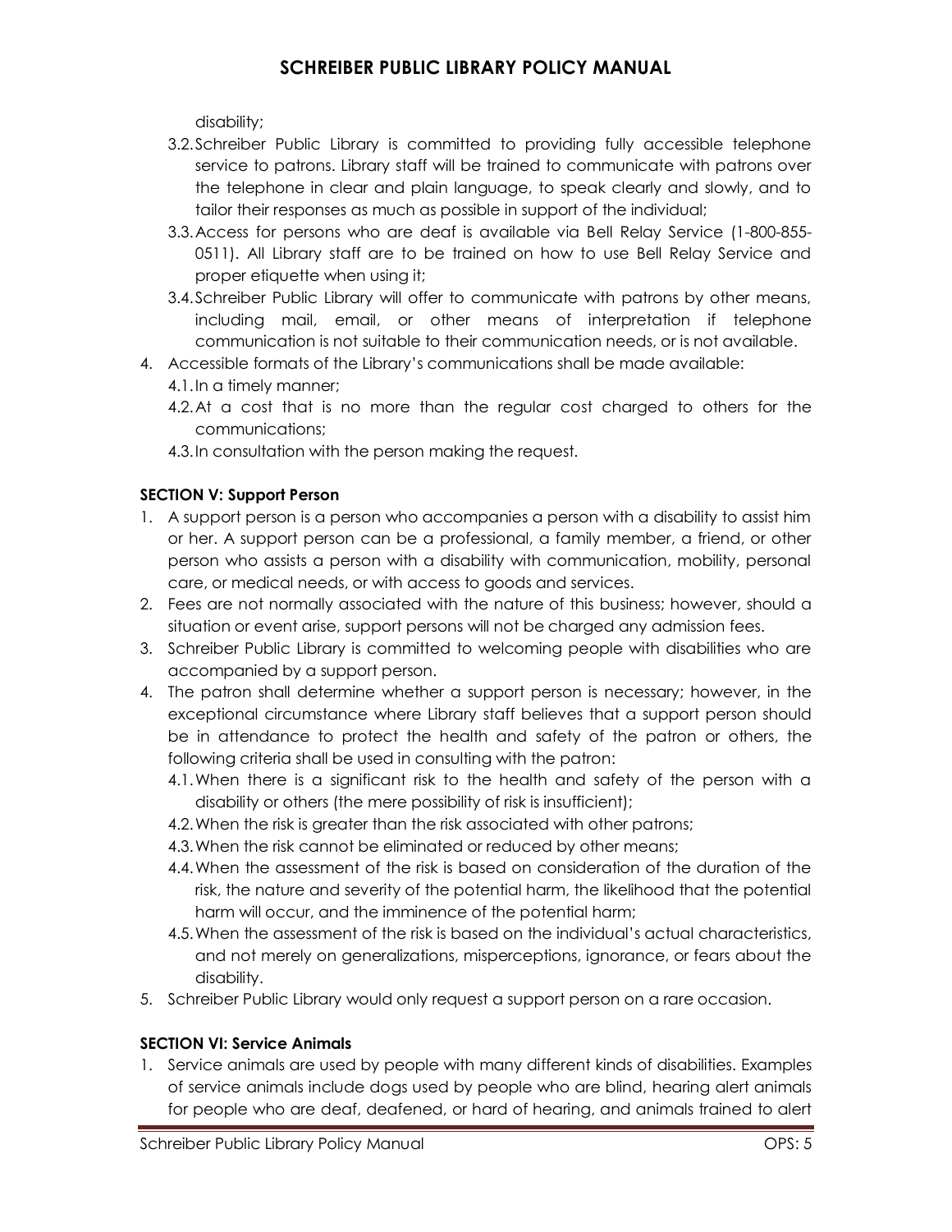disability;

3.2. Schreiber Public Library is committed to providing fully accessible telephone service to patrons. Library staff will be trained to communicate with patrons over the telephone in clear and plain language, to speak clearly and slowly, and to tailor their responses as much as possible in support of the individual;

3.3. Access for persons who are deaf is available via Bell Relay Service (1-800-855-0511). All Library staff are to be trained on how to use Bell Relay Service and proper etiquette when using it;

3.4. Schreiber Public Library will offer to communicate with patrons by other means, including mail, email, or other means of interpretation if telephone communication is not suitable to their communication needs, or is not available.

4. Accessible formats of the Library's communications shall be made available:
   - 4.1. In a timely manner;
   - 4.2. At a cost that is no more than the regular cost charged to others for the communications;
   - 4.3. In consultation with the person making the request.

**SECTION V: Support Person**

1. A support person is a person who accompanies a person with a disability to assist him or her. A support person can be a professional, a family member, a friend, or other person who assists a person with a disability with communication, mobility, personal care, or medical needs, or with access to goods and services.
2. Fees are not normally associated with the nature of this business; however, should a situation or event arise, support persons will not be charged any admission fees.
3. Schreiber Public Library is committed to welcoming people with disabilities who are accompanied by a support person.
4. The patron shall determine whether a support person is necessary; however, in the exceptional circumstance where Library staff believes that a support person should be in attendance to protect the health and safety of the patron or others, the following criteria shall be used in consulting with the patron:
   - 4.1. When there is a significant risk to the health and safety of the person with a disability or others (the mere possibility of risk is insufficient);
   - 4.2. When the risk is greater than the risk associated with other patrons;
   - 4.3. When the risk cannot be eliminated or reduced by other means;
   - 4.4. When the assessment of the risk is based on consideration of the duration of the risk, the nature and severity of the potential harm, the likelihood that the potential harm will occur, and the imminence of the potential harm;
   - 4.5. When the assessment of the risk is based on the individual's actual characteristics, and not merely on generalizations, misperceptions, ignorance, or fears about the disability.
5. Schreiber Public Library would only request a support person on a rare occasion.

**SECTION VI: Service Animals**

1. Service animals are used by people with many different kinds of disabilities. Examples of service animals include dogs used by people who are blind, hearing alert animals for people who are deaf, deafened, or hard of hearing, and animals trained to alert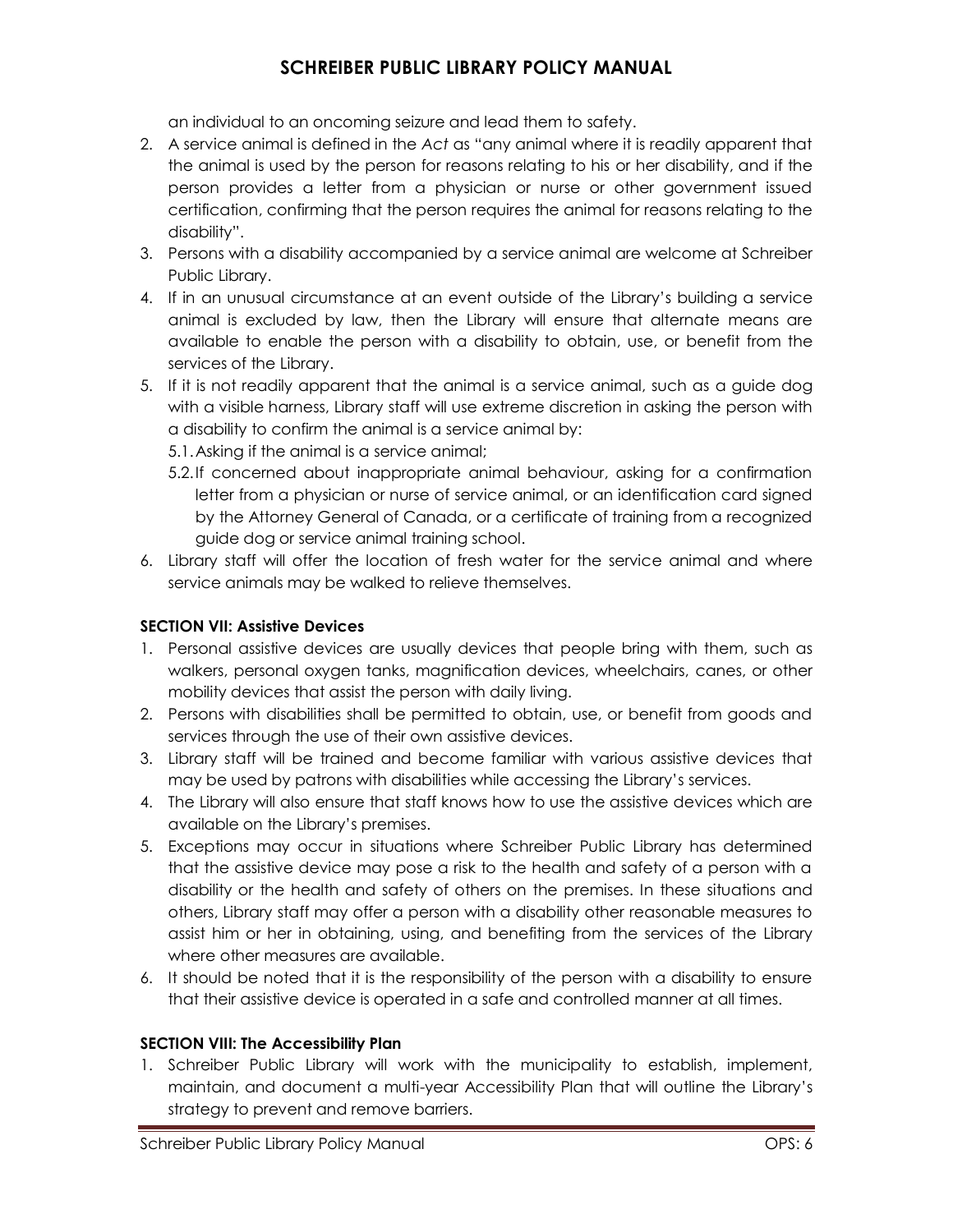an individual to an oncoming seizure and lead them to safety.

2. A service animal is defined in the *Act* as "any animal where it is readily apparent that the animal is used by the person for reasons relating to his or her disability, and if the person provides a letter from a physician or nurse or other government issued certification, confirming that the person requires the animal for reasons relating to the disability".
3. Persons with a disability accompanied by a service animal are welcome at Schreiber Public Library.
4. If in an unusual circumstance at an event outside of the Library's building a service animal is excluded by law, then the Library will ensure that alternate means are available to enable the person with a disability to obtain, use, or benefit from the services of the Library.
5. If it is not readily apparent that the animal is a service animal, such as a guide dog with a visible harness, Library staff will use extreme discretion in asking the person with a disability to confirm the animal is a service animal by:
   - 5.1. Asking if the animal is a service animal;
   - 5.2. If concerned about inappropriate animal behaviour, asking for a confirmation letter from a physician or nurse of service animal, or an identification card signed by the Attorney General of Canada, or a certificate of training from a recognized guide dog or service animal training school.
6. Library staff will offer the location of fresh water for the service animal and where service animals may be walked to relieve themselves.

**SECTION VII: Assistive Devices**

1. Personal assistive devices are usually devices that people bring with them, such as walkers, personal oxygen tanks, magnification devices, wheelchairs, canes, or other mobility devices that assist the person with daily living.
2. Persons with disabilities shall be permitted to obtain, use, or benefit from goods and services through the use of their own assistive devices.
3. Library staff will be trained and become familiar with various assistive devices that may be used by patrons with disabilities while accessing the Library's services.
4. The Library will also ensure that staff knows how to use the assistive devices which are available on the Library's premises.
5. Exceptions may occur in situations where Schreiber Public Library has determined that the assistive device may pose a risk to the health and safety of a person with a disability or the health and safety of others on the premises. In these situations and others, Library staff may offer a person with a disability other reasonable measures to assist him or her in obtaining, using, and benefiting from the services of the Library where other measures are available.
6. It should be noted that it is the responsibility of the person with a disability to ensure that their assistive device is operated in a safe and controlled manner at all times.

**SECTION VIII: The Accessibility Plan**

1. Schreiber Public Library will work with the municipality to establish, implement, maintain, and document a multi-year Accessibility Plan that will outline the Library's strategy to prevent and remove barriers.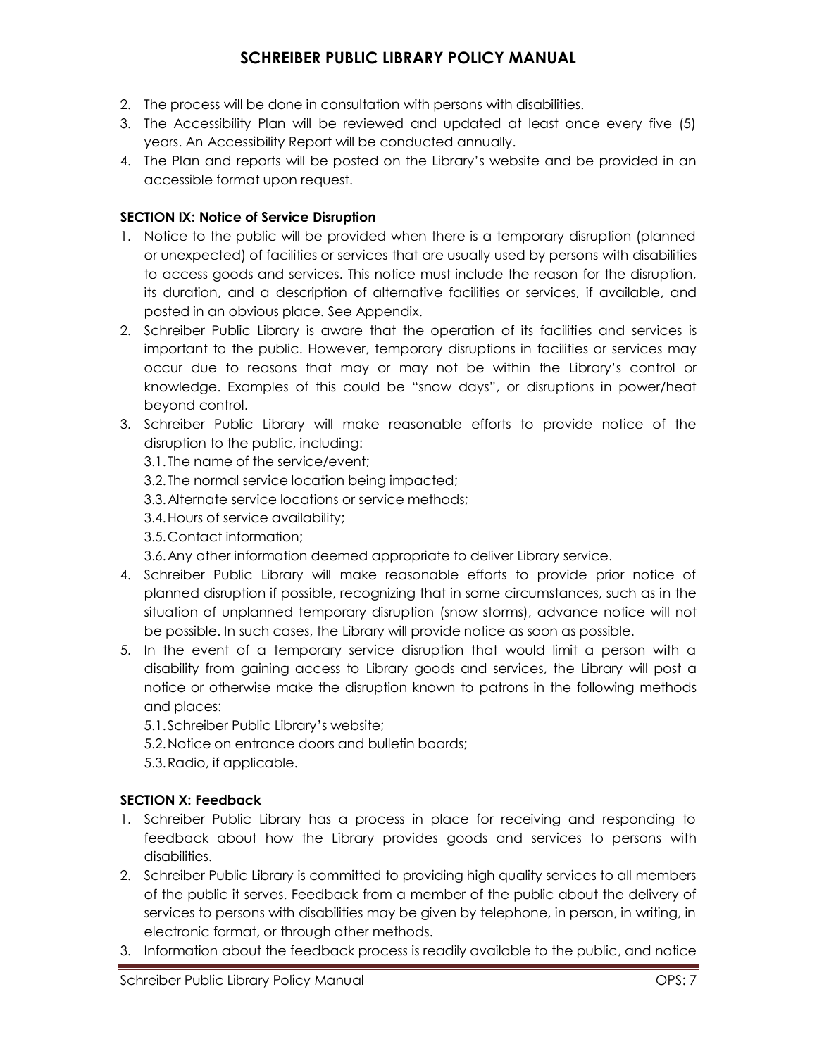2. The process will be done in consultation with persons with disabilities.
3. The Accessibility Plan will be reviewed and updated at least once every five (5) years. An Accessibility Report will be conducted annually.
4. The Plan and reports will be posted on the Library's website and be provided in an accessible format upon request.

**SECTION IX: Notice of Service Disruption**

1. Notice to the public will be provided when there is a temporary disruption (planned or unexpected) of facilities or services that are usually used by persons with disabilities to access goods and services. This notice must include the reason for the disruption, its duration, and a description of alternative facilities or services, if available, and posted in an obvious place. See Appendix.
2. Schreiber Public Library is aware that the operation of its facilities and services is important to the public. However, temporary disruptions in facilities or services may occur due to reasons that may or may not be within the Library's control or knowledge. Examples of this could be "snow days", or disruptions in power/heat beyond control.
3. Schreiber Public Library will make reasonable efforts to provide notice of the disruption to the public, including:
   3.1. The name of the service/event;
   3.2. The normal service location being impacted;
   3.3. Alternate service locations or service methods;
   3.4. Hours of service availability;
   3.5. Contact information;
   3.6. Any other information deemed appropriate to deliver Library service.
4. Schreiber Public Library will make reasonable efforts to provide prior notice of planned disruption if possible, recognizing that in some circumstances, such as in the situation of unplanned temporary disruption (snow storms), advance notice will not be possible. In such cases, the Library will provide notice as soon as possible.
5. In the event of a temporary service disruption that would limit a person with a disability from gaining access to Library goods and services, the Library will post a notice or otherwise make the disruption known to patrons in the following methods and places:
   5.1. Schreiber Public Library's website;
   5.2. Notice on entrance doors and bulletin boards;
   5.3. Radio, if applicable.

**SECTION X: Feedback**

1. Schreiber Public Library has a process in place for receiving and responding to feedback about how the Library provides goods and services to persons with disabilities.
2. Schreiber Public Library is committed to providing high quality services to all members of the public it serves. Feedback from a member of the public about the delivery of services to persons with disabilities may be given by telephone, in person, in writing, in electronic format, or through other methods.
3. Information about the feedback process is readily available to the public, and notice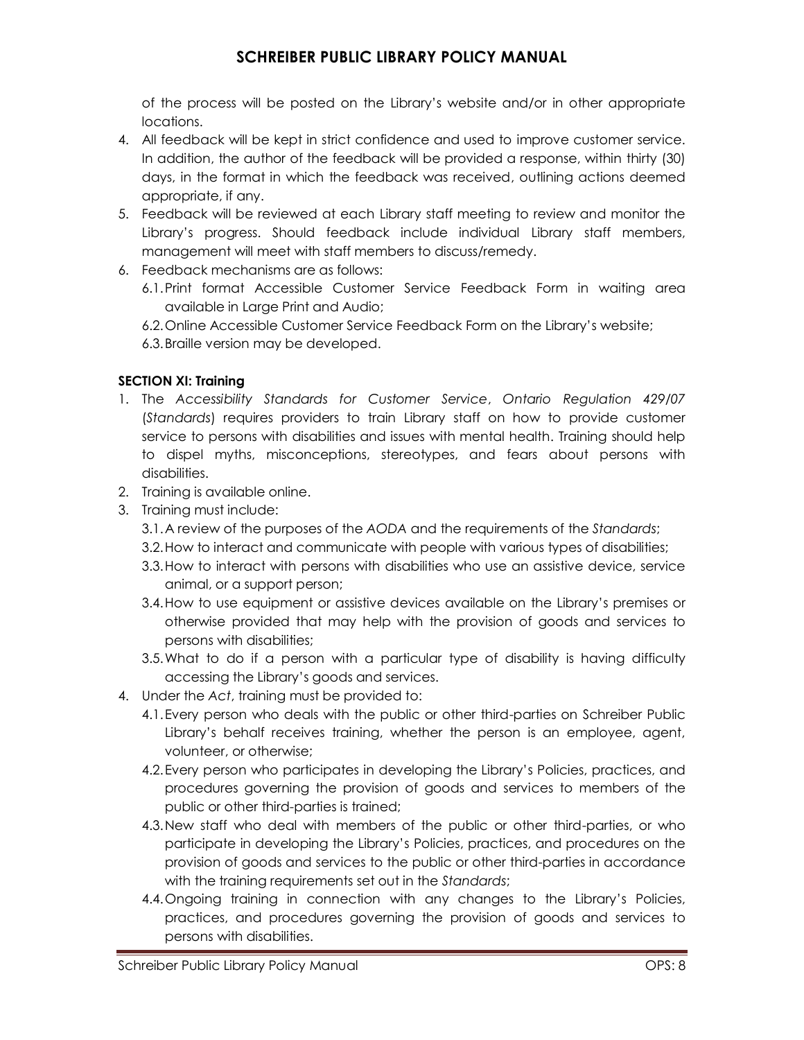of the process will be posted on the Library's website and/or in other appropriate locations.

4. All feedback will be kept in strict confidence and used to improve customer service. In addition, the author of the feedback will be provided a response, within thirty (30) days, in the format in which the feedback was received, outlining actions deemed appropriate, if any.
5. Feedback will be reviewed at each Library staff meeting to review and monitor the Library's progress. Should feedback include individual Library staff members, management will meet with staff members to discuss/remedy.
6. Feedback mechanisms are as follows:
   - 6.1. Print format Accessible Customer Service Feedback Form in waiting area available in Large Print and Audio;
   - 6.2. Online Accessible Customer Service Feedback Form on the Library's website;
   - 6.3. Braille version may be developed.

**SECTION XI: Training**

1. The *Accessibility Standards for Customer Service*, *Ontario Regulation 429/07* (*Standards*) requires providers to train Library staff on how to provide customer service to persons with disabilities and issues with mental health. Training should help to dispel myths, misconceptions, stereotypes, and fears about persons with disabilities.
2. Training is available online.
3. Training must include:
   - 3.1. A review of the purposes of the *AODA* and the requirements of the *Standards*;
   - 3.2. How to interact and communicate with people with various types of disabilities;
   - 3.3. How to interact with persons with disabilities who use an assistive device, service animal, or a support person;
   - 3.4. How to use equipment or assistive devices available on the Library's premises or otherwise provided that may help with the provision of goods and services to persons with disabilities;
   - 3.5. What to do if a person with a particular type of disability is having difficulty accessing the Library's goods and services.
4. Under the *Act*, training must be provided to:
   - 4.1. Every person who deals with the public or other third-parties on Schreiber Public Library's behalf receives training, whether the person is an employee, agent, volunteer, or otherwise;
   - 4.2. Every person who participates in developing the Library's Policies, practices, and procedures governing the provision of goods and services to members of the public or other third-parties is trained;
   - 4.3. New staff who deal with members of the public or other third-parties, or who participate in developing the Library's Policies, practices, and procedures on the provision of goods and services to the public or other third-parties in accordance with the training requirements set out in the *Standards*;
   - 4.4. Ongoing training in connection with any changes to the Library's Policies, practices, and procedures governing the provision of goods and services to persons with disabilities.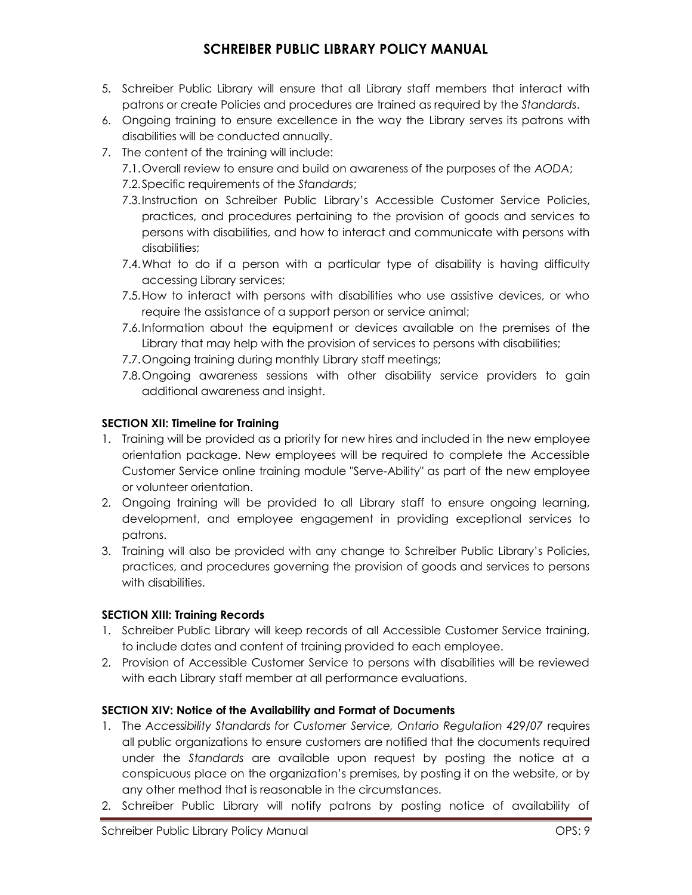5. Schreiber Public Library will ensure that all Library staff members that interact with patrons or create Policies and procedures are trained as required by the *Standards*.
6. Ongoing training to ensure excellence in the way the Library serves its patrons with disabilities will be conducted annually.
7. The content of the training will include:
   7.1. Overall review to ensure and build on awareness of the purposes of the *AODA*;
   7.2. Specific requirements of the *Standards*;
   7.3. Instruction on Schreiber Public Library's Accessible Customer Service Policies, practices, and procedures pertaining to the provision of goods and services to persons with disabilities, and how to interact and communicate with persons with disabilities;
   7.4. What to do if a person with a particular type of disability is having difficulty accessing Library services;
   7.5. How to interact with persons with disabilities who use assistive devices, or who require the assistance of a support person or service animal;
   7.6. Information about the equipment or devices available on the premises of the Library that may help with the provision of services to persons with disabilities;
   7.7. Ongoing training during monthly Library staff meetings;
   7.8. Ongoing awareness sessions with other disability service providers to gain additional awareness and insight.

**SECTION XII: Timeline for Training**

1. Training will be provided as a priority for new hires and included in the new employee orientation package. New employees will be required to complete the Accessible Customer Service online training module "Serve-Ability" as part of the new employee or volunteer orientation.
2. Ongoing training will be provided to all Library staff to ensure ongoing learning, development, and employee engagement in providing exceptional services to patrons.
3. Training will also be provided with any change to Schreiber Public Library's Policies, practices, and procedures governing the provision of goods and services to persons with disabilities.

**SECTION XIII: Training Records**

1. Schreiber Public Library will keep records of all Accessible Customer Service training, to include dates and content of training provided to each employee.
2. Provision of Accessible Customer Service to persons with disabilities will be reviewed with each Library staff member at all performance evaluations.

**SECTION XIV: Notice of the Availability and Format of Documents**

1. The *Accessibility Standards for Customer Service, Ontario Regulation 429/07* requires all public organizations to ensure customers are notified that the documents required under the *Standards* are available upon request by posting the notice at a conspicuous place on the organization's premises, by posting it on the website, or by any other method that is reasonable in the circumstances.
2. Schreiber Public Library will notify patrons by posting notice of availability of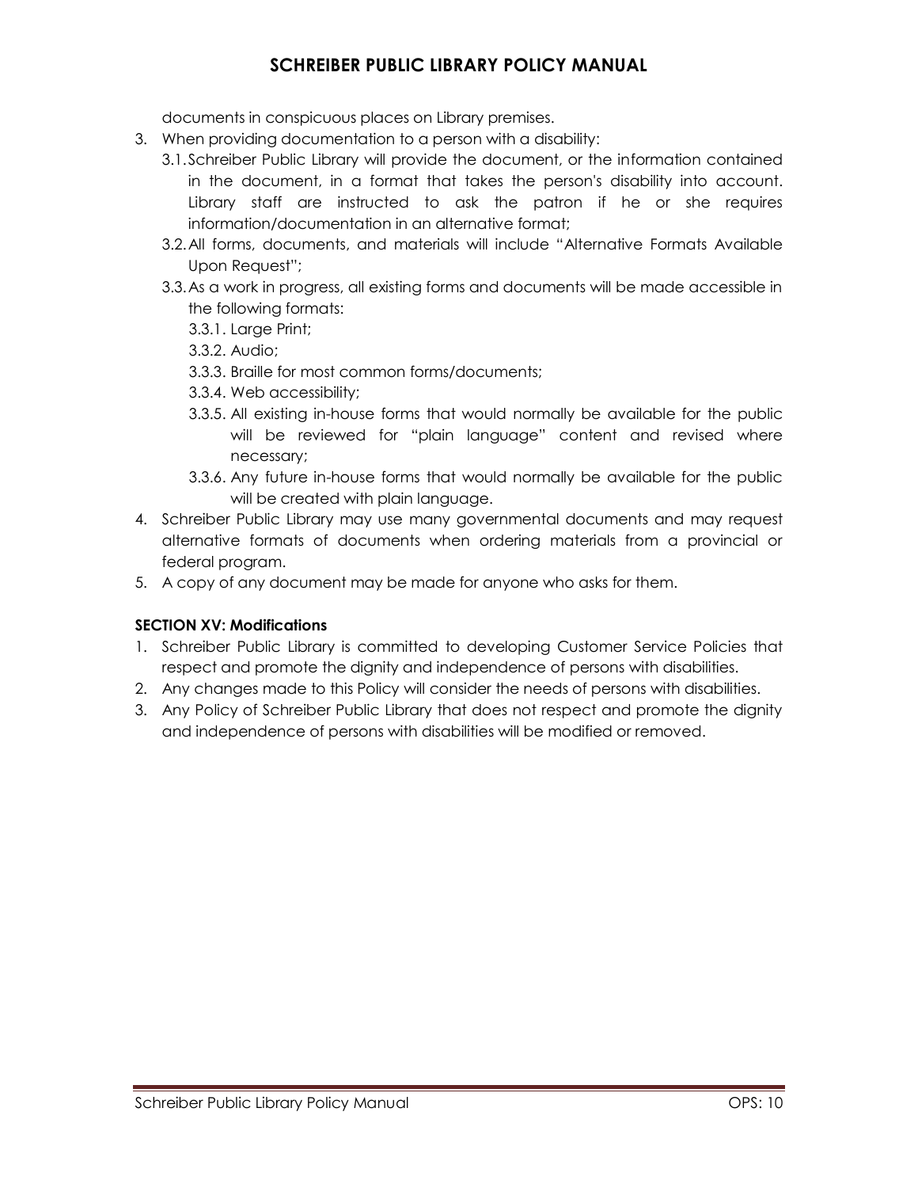documents in conspicuous places on Library premises.

3. When providing documentation to a person with a disability:
   - 3.1. Schreiber Public Library will provide the document, or the information contained in the document, in a format that takes the person's disability into account. Library staff are instructed to ask the patron if he or she requires information/documentation in an alternative format;
   - 3.2. All forms, documents, and materials will include "Alternative Formats Available Upon Request";
   - 3.3. As a work in progress, all existing forms and documents will be made accessible in the following formats:
     - 3.3.1. Large Print;
     - 3.3.2. Audio;
     - 3.3.3. Braille for most common forms/documents;
     - 3.3.4. Web accessibility;
     - 3.3.5. All existing in-house forms that would normally be available for the public will be reviewed for "plain language" content and revised where necessary;
     - 3.3.6. Any future in-house forms that would normally be available for the public will be created with plain language.
4. Schreiber Public Library may use many governmental documents and may request alternative formats of documents when ordering materials from a provincial or federal program.
5. A copy of any document may be made for anyone who asks for them.

**SECTION XV: Modifications**

1. Schreiber Public Library is committed to developing Customer Service Policies that respect and promote the dignity and independence of persons with disabilities.
2. Any changes made to this Policy will consider the needs of persons with disabilities.
3. Any Policy of Schreiber Public Library that does not respect and promote the dignity and independence of persons with disabilities will be modified or removed.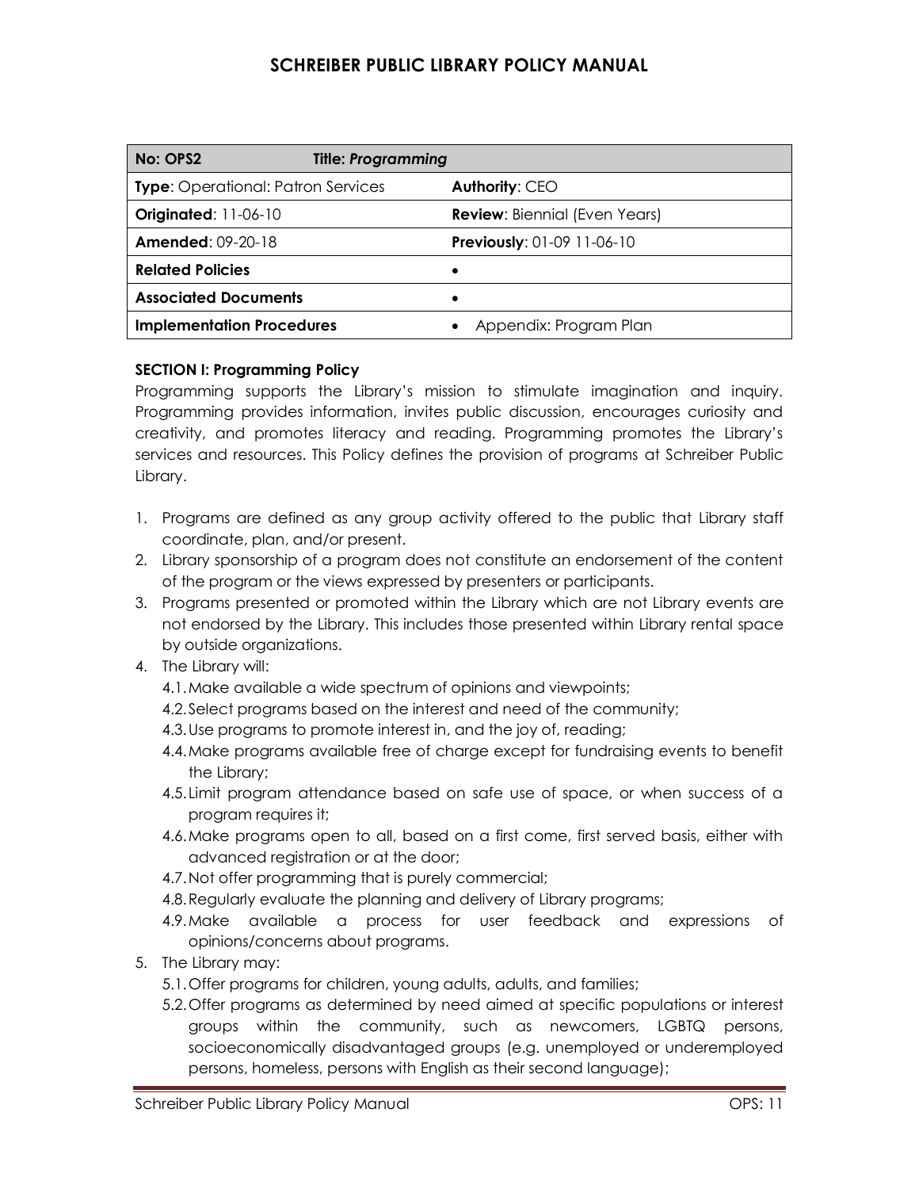# SCHREIBER PUBLIC LIBRARY POLICY MANUAL

| **No: OPS2** | **Title: *Programming*** |
|---|---|
| **Type**: Operational: Patron Services | **Authority**: CEO |
| **Originated**: 11-06-10 | **Review**: Biennial (Even Years) |
| **Amended**: 09-20-18 | **Previously**: 01-09 11-06-10 |
| **Related Policies** | • |
| **Associated Documents** | • |
| **Implementation Procedures** | • Appendix: Program Plan |

**SECTION I: Programming Policy**

Programming supports the Library's mission to stimulate imagination and inquiry. Programming provides information, invites public discussion, encourages curiosity and creativity, and promotes literacy and reading. Programming promotes the Library's services and resources. This Policy defines the provision of programs at Schreiber Public Library.

1. Programs are defined as any group activity offered to the public that Library staff coordinate, plan, and/or present.
2. Library sponsorship of a program does not constitute an endorsement of the content of the program or the views expressed by presenters or participants.
3. Programs presented or promoted within the Library which are not Library events are not endorsed by the Library. This includes those presented within Library rental space by outside organizations.
4. The Library will:
   - 4.1. Make available a wide spectrum of opinions and viewpoints;
   - 4.2. Select programs based on the interest and need of the community;
   - 4.3. Use programs to promote interest in, and the joy of, reading;
   - 4.4. Make programs available free of charge except for fundraising events to benefit the Library;
   - 4.5. Limit program attendance based on safe use of space, or when success of a program requires it;
   - 4.6. Make programs open to all, based on a first come, first served basis, either with advanced registration or at the door;
   - 4.7. Not offer programming that is purely commercial;
   - 4.8. Regularly evaluate the planning and delivery of Library programs;
   - 4.9. Make available a process for user feedback and expressions of opinions/concerns about programs.
5. The Library may:
   - 5.1. Offer programs for children, young adults, adults, and families;
   - 5.2. Offer programs as determined by need aimed at specific populations or interest groups within the community, such as newcomers, LGBTQ persons, socioeconomically disadvantaged groups (e.g. unemployed or underemployed persons, homeless, persons with English as their second language);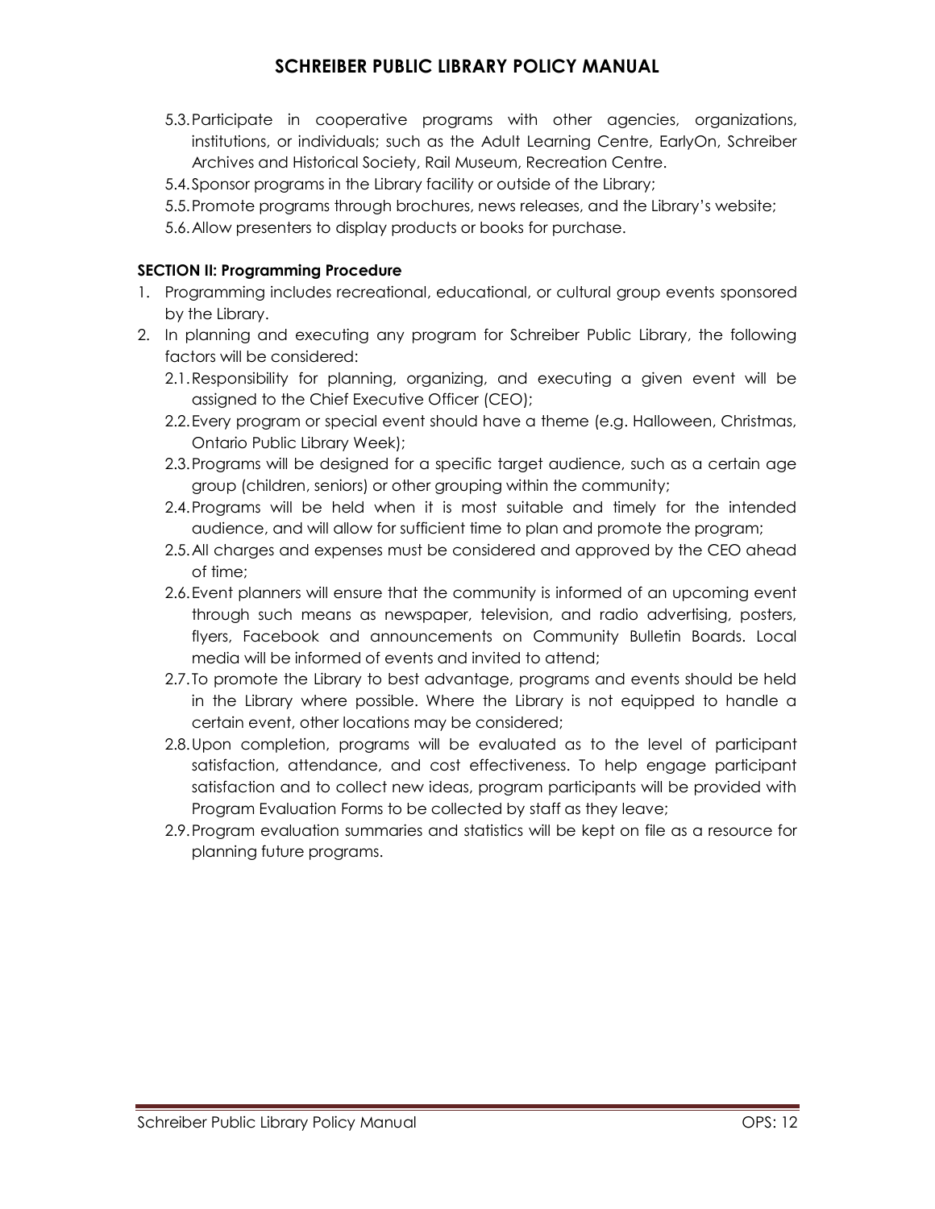5.3. Participate in cooperative programs with other agencies, organizations, institutions, or individuals; such as the Adult Learning Centre, EarlyOn, Schreiber Archives and Historical Society, Rail Museum, Recreation Centre.
5.4. Sponsor programs in the Library facility or outside of the Library;
5.5. Promote programs through brochures, news releases, and the Library's website;
5.6. Allow presenters to display products or books for purchase.

**SECTION II: Programming Procedure**

1. Programming includes recreational, educational, or cultural group events sponsored by the Library.
2. In planning and executing any program for Schreiber Public Library, the following factors will be considered:
   2.1. Responsibility for planning, organizing, and executing a given event will be assigned to the Chief Executive Officer (CEO);
   2.2. Every program or special event should have a theme (e.g. Halloween, Christmas, Ontario Public Library Week);
   2.3. Programs will be designed for a specific target audience, such as a certain age group (children, seniors) or other grouping within the community;
   2.4. Programs will be held when it is most suitable and timely for the intended audience, and will allow for sufficient time to plan and promote the program;
   2.5. All charges and expenses must be considered and approved by the CEO ahead of time;
   2.6. Event planners will ensure that the community is informed of an upcoming event through such means as newspaper, television, and radio advertising, posters, flyers, Facebook and announcements on Community Bulletin Boards. Local media will be informed of events and invited to attend;
   2.7. To promote the Library to best advantage, programs and events should be held in the Library where possible. Where the Library is not equipped to handle a certain event, other locations may be considered;
   2.8. Upon completion, programs will be evaluated as to the level of participant satisfaction, attendance, and cost effectiveness. To help engage participant satisfaction and to collect new ideas, program participants will be provided with Program Evaluation Forms to be collected by staff as they leave;
   2.9. Program evaluation summaries and statistics will be kept on file as a resource for planning future programs.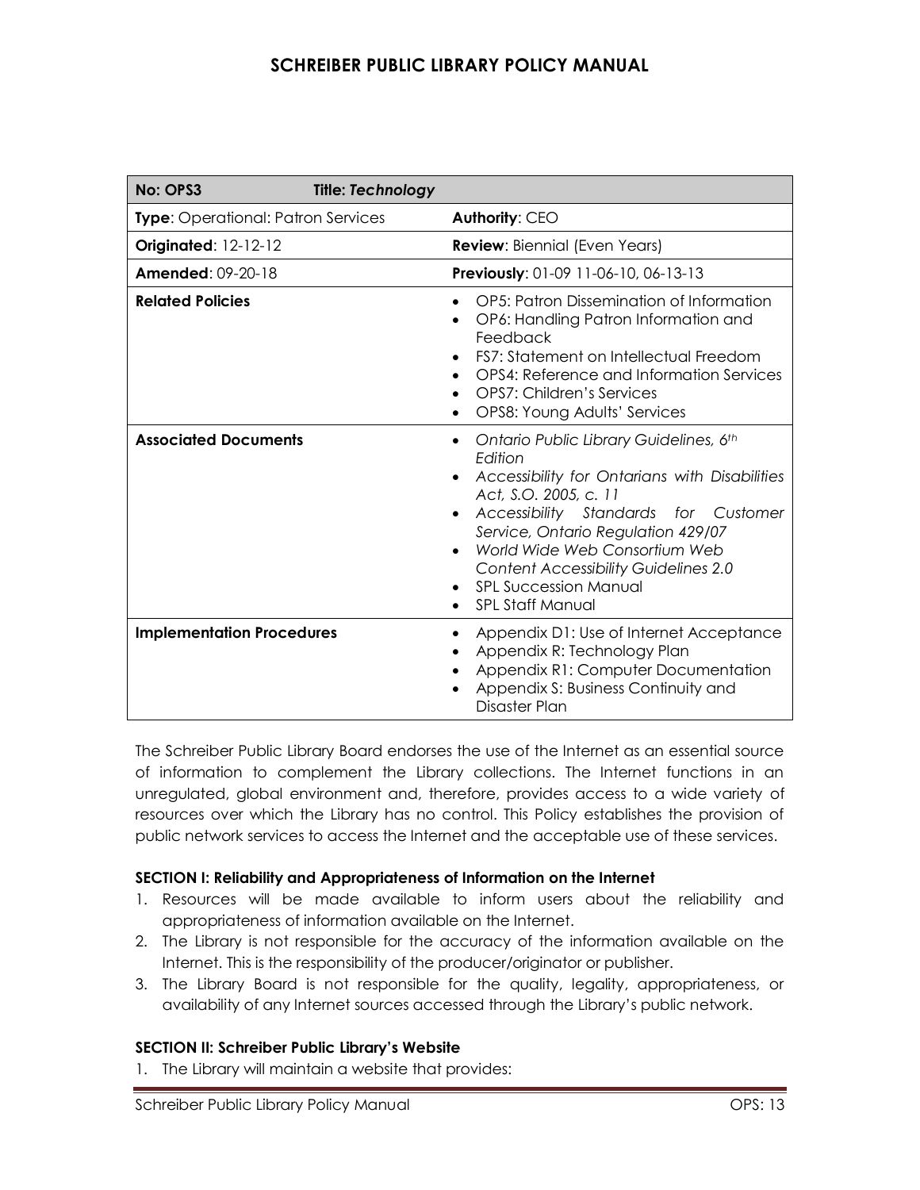| No: OPS3 **Title:** *Technology* | |
|---|---|
| **Type**: Operational: Patron Services | **Authority**: CEO |
| **Originated**: 12-12-12 | **Review**: Biennial (Even Years) |
| **Amended**: 09-20-18 | **Previously**: 01-09 11-06-10, 06-13-13 |
| **Related Policies** | • OP5: Patron Dissemination of Information<br>• OP6: Handling Patron Information and Feedback<br>• FS7: Statement on Intellectual Freedom<br>• OPS4: Reference and Information Services<br>• OPS7: Children's Services<br>• OPS8: Young Adults' Services |
| **Associated Documents** | • *Ontario Public Library Guidelines, 6th Edition*<br>• *Accessibility for Ontarians with Disabilities Act, S.O. 2005, c. 11*<br>• *Accessibility Standards for Customer Service, Ontario Regulation 429/07*<br>• *World Wide Web Consortium Web Content Accessibility Guidelines 2.0*<br>• SPL Succession Manual<br>• SPL Staff Manual |
| **Implementation Procedures** | • Appendix D1: Use of Internet Acceptance<br>• Appendix R: Technology Plan<br>• Appendix R1: Computer Documentation<br>• Appendix S: Business Continuity and Disaster Plan |

The Schreiber Public Library Board endorses the use of the Internet as an essential source of information to complement the Library collections. The Internet functions in an unregulated, global environment and, therefore, provides access to a wide variety of resources over which the Library has no control. This Policy establishes the provision of public network services to access the Internet and the acceptable use of these services.

**SECTION I: Reliability and Appropriateness of Information on the Internet**

1. Resources will be made available to inform users about the reliability and appropriateness of information available on the Internet.
2. The Library is not responsible for the accuracy of the information available on the Internet. This is the responsibility of the producer/originator or publisher.
3. The Library Board is not responsible for the quality, legality, appropriateness, or availability of any Internet sources accessed through the Library's public network.

**SECTION II: Schreiber Public Library's Website**

1. The Library will maintain a website that provides: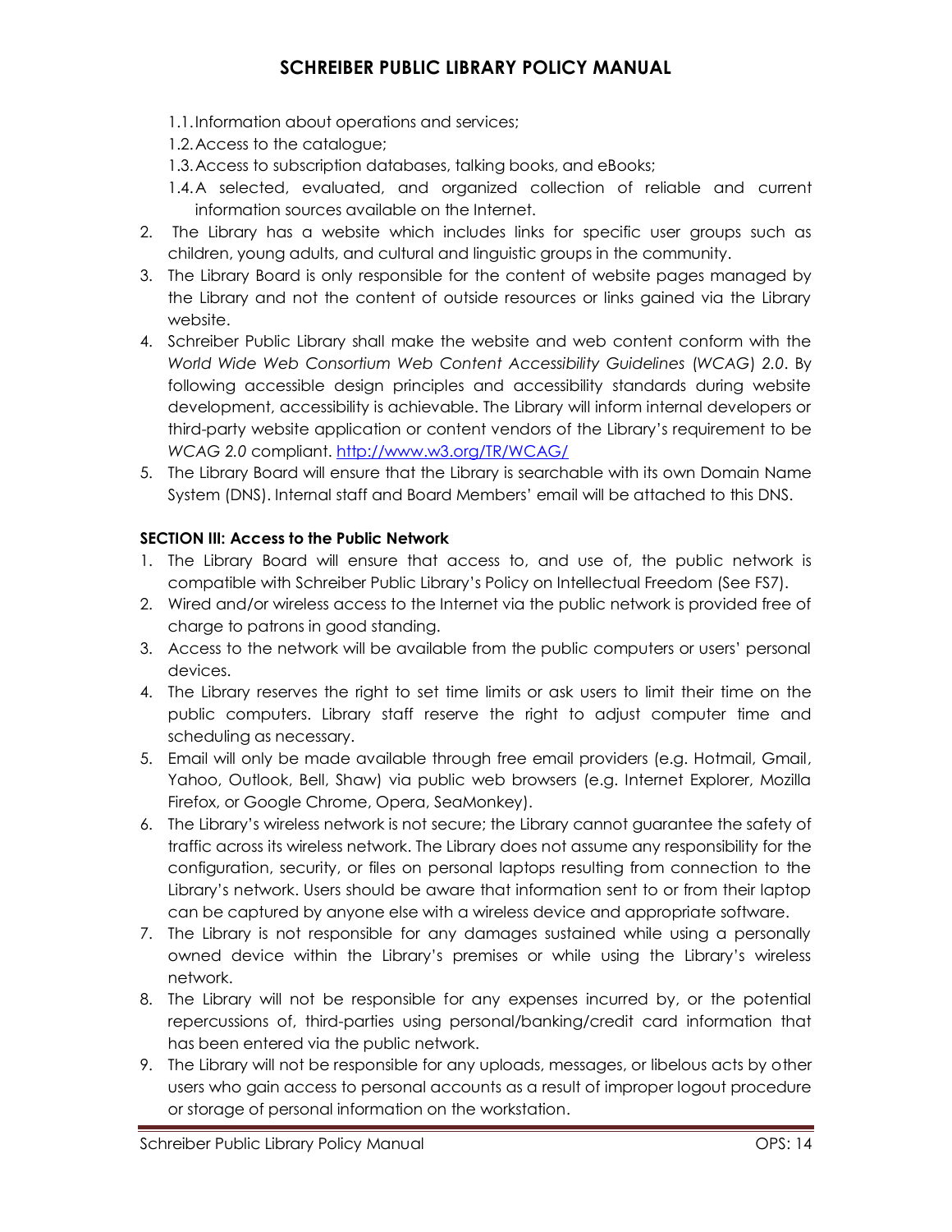1.1. Information about operations and services;
1.2. Access to the catalogue;
1.3. Access to subscription databases, talking books, and eBooks;
1.4. A selected, evaluated, and organized collection of reliable and current information sources available on the Internet.

2. The Library has a website which includes links for specific user groups such as children, young adults, and cultural and linguistic groups in the community.
3. The Library Board is only responsible for the content of website pages managed by the Library and not the content of outside resources or links gained via the Library website.
4. Schreiber Public Library shall make the website and web content conform with the *World Wide Web Consortium Web Content Accessibility Guidelines* (*WCAG*) *2.0*. By following accessible design principles and accessibility standards during website development, accessibility is achievable. The Library will inform internal developers or third-party website application or content vendors of the Library's requirement to be *WCAG 2.0* compliant. http://www.w3.org/TR/WCAG/
5. The Library Board will ensure that the Library is searchable with its own Domain Name System (DNS). Internal staff and Board Members' email will be attached to this DNS.

**SECTION III: Access to the Public Network**

1. The Library Board will ensure that access to, and use of, the public network is compatible with Schreiber Public Library's Policy on Intellectual Freedom (See FS7).
2. Wired and/or wireless access to the Internet via the public network is provided free of charge to patrons in good standing.
3. Access to the network will be available from the public computers or users' personal devices.
4. The Library reserves the right to set time limits or ask users to limit their time on the public computers. Library staff reserve the right to adjust computer time and scheduling as necessary.
5. Email will only be made available through free email providers (e.g. Hotmail, Gmail, Yahoo, Outlook, Bell, Shaw) via public web browsers (e.g. Internet Explorer, Mozilla Firefox, or Google Chrome, Opera, SeaMonkey).
6. The Library's wireless network is not secure; the Library cannot guarantee the safety of traffic across its wireless network. The Library does not assume any responsibility for the configuration, security, or files on personal laptops resulting from connection to the Library's network. Users should be aware that information sent to or from their laptop can be captured by anyone else with a wireless device and appropriate software.
7. The Library is not responsible for any damages sustained while using a personally owned device within the Library's premises or while using the Library's wireless network.
8. The Library will not be responsible for any expenses incurred by, or the potential repercussions of, third-parties using personal/banking/credit card information that has been entered via the public network.
9. The Library will not be responsible for any uploads, messages, or libelous acts by other users who gain access to personal accounts as a result of improper logout procedure or storage of personal information on the workstation.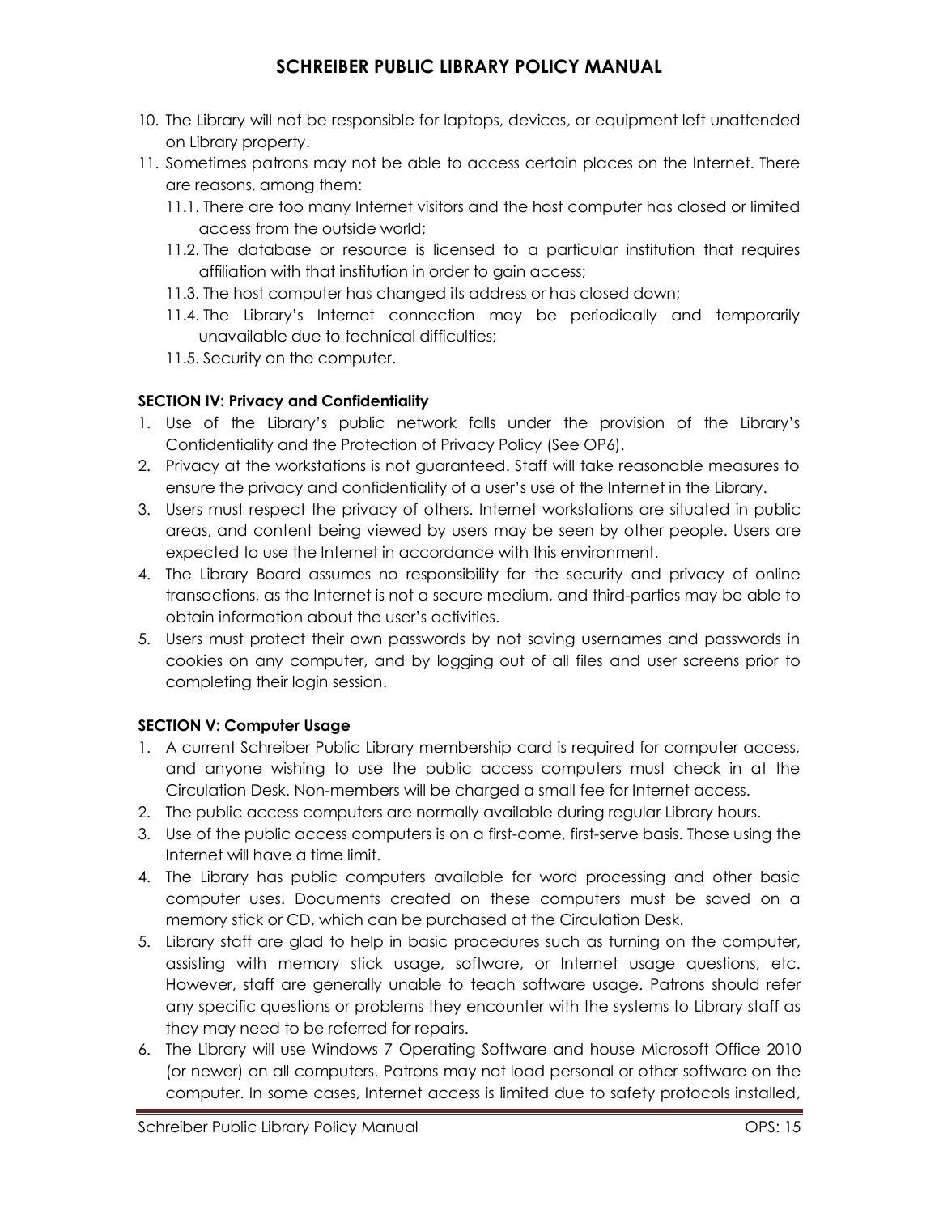10. The Library will not be responsible for laptops, devices, or equipment left unattended on Library property.
11. Sometimes patrons may not be able to access certain places on the Internet. There are reasons, among them:
    - 11.1. There are too many Internet visitors and the host computer has closed or limited access from the outside world;
    - 11.2. The database or resource is licensed to a particular institution that requires affiliation with that institution in order to gain access;
    - 11.3. The host computer has changed its address or has closed down;
    - 11.4. The Library's Internet connection may be periodically and temporarily unavailable due to technical difficulties;
    - 11.5. Security on the computer.

**SECTION IV: Privacy and Confidentiality**

1. Use of the Library's public network falls under the provision of the Library's Confidentiality and the Protection of Privacy Policy (See OP6).
2. Privacy at the workstations is not guaranteed. Staff will take reasonable measures to ensure the privacy and confidentiality of a user's use of the Internet in the Library.
3. Users must respect the privacy of others. Internet workstations are situated in public areas, and content being viewed by users may be seen by other people. Users are expected to use the Internet in accordance with this environment.
4. The Library Board assumes no responsibility for the security and privacy of online transactions, as the Internet is not a secure medium, and third-parties may be able to obtain information about the user's activities.
5. Users must protect their own passwords by not saving usernames and passwords in cookies on any computer, and by logging out of all files and user screens prior to completing their login session.

**SECTION V: Computer Usage**

1. A current Schreiber Public Library membership card is required for computer access, and anyone wishing to use the public access computers must check in at the Circulation Desk. Non-members will be charged a small fee for Internet access.
2. The public access computers are normally available during regular Library hours.
3. Use of the public access computers is on a first-come, first-serve basis. Those using the Internet will have a time limit.
4. The Library has public computers available for word processing and other basic computer uses. Documents created on these computers must be saved on a memory stick or CD, which can be purchased at the Circulation Desk.
5. Library staff are glad to help in basic procedures such as turning on the computer, assisting with memory stick usage, software, or Internet usage questions, etc. However, staff are generally unable to teach software usage. Patrons should refer any specific questions or problems they encounter with the systems to Library staff as they may need to be referred for repairs.
6. The Library will use Windows 7 Operating Software and house Microsoft Office 2010 (or newer) on all computers. Patrons may not load personal or other software on the computer. In some cases, Internet access is limited due to safety protocols installed,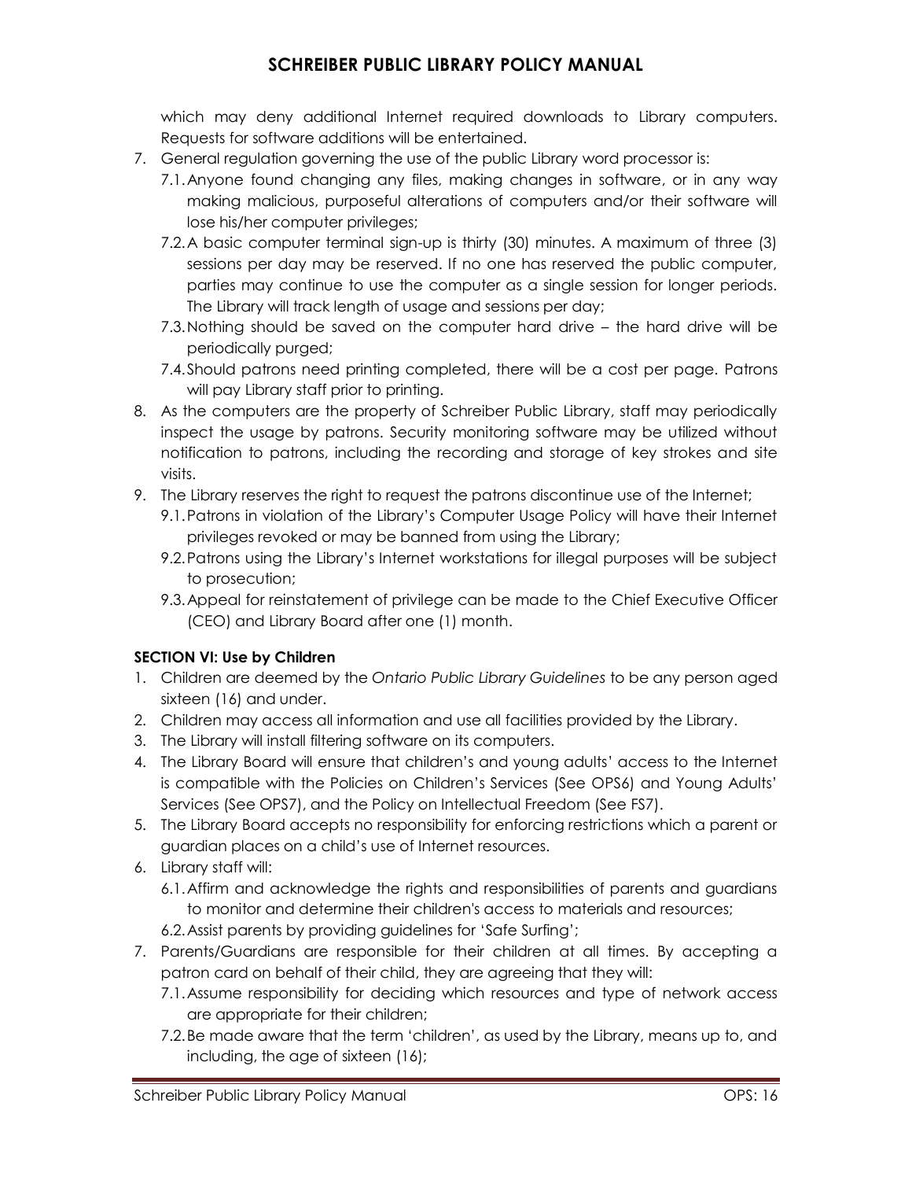which may deny additional Internet required downloads to Library computers. Requests for software additions will be entertained.

7. General regulation governing the use of the public Library word processor is:
   - 7.1. Anyone found changing any files, making changes in software, or in any way making malicious, purposeful alterations of computers and/or their software will lose his/her computer privileges;
   - 7.2. A basic computer terminal sign-up is thirty (30) minutes. A maximum of three (3) sessions per day may be reserved. If no one has reserved the public computer, parties may continue to use the computer as a single session for longer periods. The Library will track length of usage and sessions per day;
   - 7.3. Nothing should be saved on the computer hard drive – the hard drive will be periodically purged;
   - 7.4. Should patrons need printing completed, there will be a cost per page. Patrons will pay Library staff prior to printing.
8. As the computers are the property of Schreiber Public Library, staff may periodically inspect the usage by patrons. Security monitoring software may be utilized without notification to patrons, including the recording and storage of key strokes and site visits.
9. The Library reserves the right to request the patrons discontinue use of the Internet;
   - 9.1. Patrons in violation of the Library's Computer Usage Policy will have their Internet privileges revoked or may be banned from using the Library;
   - 9.2. Patrons using the Library's Internet workstations for illegal purposes will be subject to prosecution;
   - 9.3. Appeal for reinstatement of privilege can be made to the Chief Executive Officer (CEO) and Library Board after one (1) month.

**SECTION VI: Use by Children**

1. Children are deemed by the *Ontario Public Library Guidelines* to be any person aged sixteen (16) and under.
2. Children may access all information and use all facilities provided by the Library.
3. The Library will install filtering software on its computers.
4. The Library Board will ensure that children's and young adults' access to the Internet is compatible with the Policies on Children's Services (See OPS6) and Young Adults' Services (See OPS7), and the Policy on Intellectual Freedom (See FS7).
5. The Library Board accepts no responsibility for enforcing restrictions which a parent or guardian places on a child's use of Internet resources.
6. Library staff will:
   - 6.1. Affirm and acknowledge the rights and responsibilities of parents and guardians to monitor and determine their children's access to materials and resources;
   - 6.2. Assist parents by providing guidelines for 'Safe Surfing';
7. Parents/Guardians are responsible for their children at all times. By accepting a patron card on behalf of their child, they are agreeing that they will:
   - 7.1. Assume responsibility for deciding which resources and type of network access are appropriate for their children;
   - 7.2. Be made aware that the term 'children', as used by the Library, means up to, and including, the age of sixteen (16);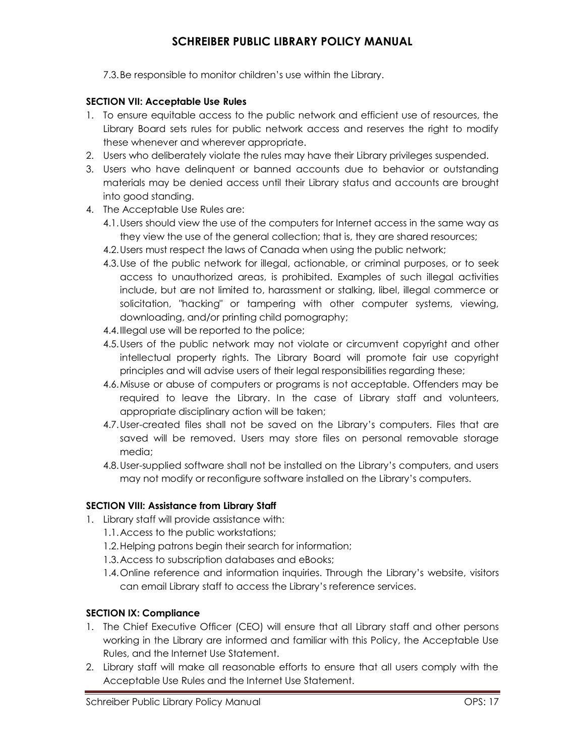7.3. Be responsible to monitor children's use within the Library.

**SECTION VII: Acceptable Use Rules**

1. To ensure equitable access to the public network and efficient use of resources, the Library Board sets rules for public network access and reserves the right to modify these whenever and wherever appropriate.
2. Users who deliberately violate the rules may have their Library privileges suspended.
3. Users who have delinquent or banned accounts due to behavior or outstanding materials may be denied access until their Library status and accounts are brought into good standing.
4. The Acceptable Use Rules are:
   4.1. Users should view the use of the computers for Internet access in the same way as they view the use of the general collection; that is, they are shared resources;
   4.2. Users must respect the laws of Canada when using the public network;
   4.3. Use of the public network for illegal, actionable, or criminal purposes, or to seek access to unauthorized areas, is prohibited. Examples of such illegal activities include, but are not limited to, harassment or stalking, libel, illegal commerce or solicitation, "hacking" or tampering with other computer systems, viewing, downloading, and/or printing child pornography;
   4.4. Illegal use will be reported to the police;
   4.5. Users of the public network may not violate or circumvent copyright and other intellectual property rights. The Library Board will promote fair use copyright principles and will advise users of their legal responsibilities regarding these;
   4.6. Misuse or abuse of computers or programs is not acceptable. Offenders may be required to leave the Library. In the case of Library staff and volunteers, appropriate disciplinary action will be taken;
   4.7. User-created files shall not be saved on the Library's computers. Files that are saved will be removed. Users may store files on personal removable storage media;
   4.8. User-supplied software shall not be installed on the Library's computers, and users may not modify or reconfigure software installed on the Library's computers.

**SECTION VIII: Assistance from Library Staff**

1. Library staff will provide assistance with:
   1.1. Access to the public workstations;
   1.2. Helping patrons begin their search for information;
   1.3. Access to subscription databases and eBooks;
   1.4. Online reference and information inquiries. Through the Library's website, visitors can email Library staff to access the Library's reference services.

**SECTION IX: Compliance**

1. The Chief Executive Officer (CEO) will ensure that all Library staff and other persons working in the Library are informed and familiar with this Policy, the Acceptable Use Rules, and the Internet Use Statement.
2. Library staff will make all reasonable efforts to ensure that all users comply with the Acceptable Use Rules and the Internet Use Statement.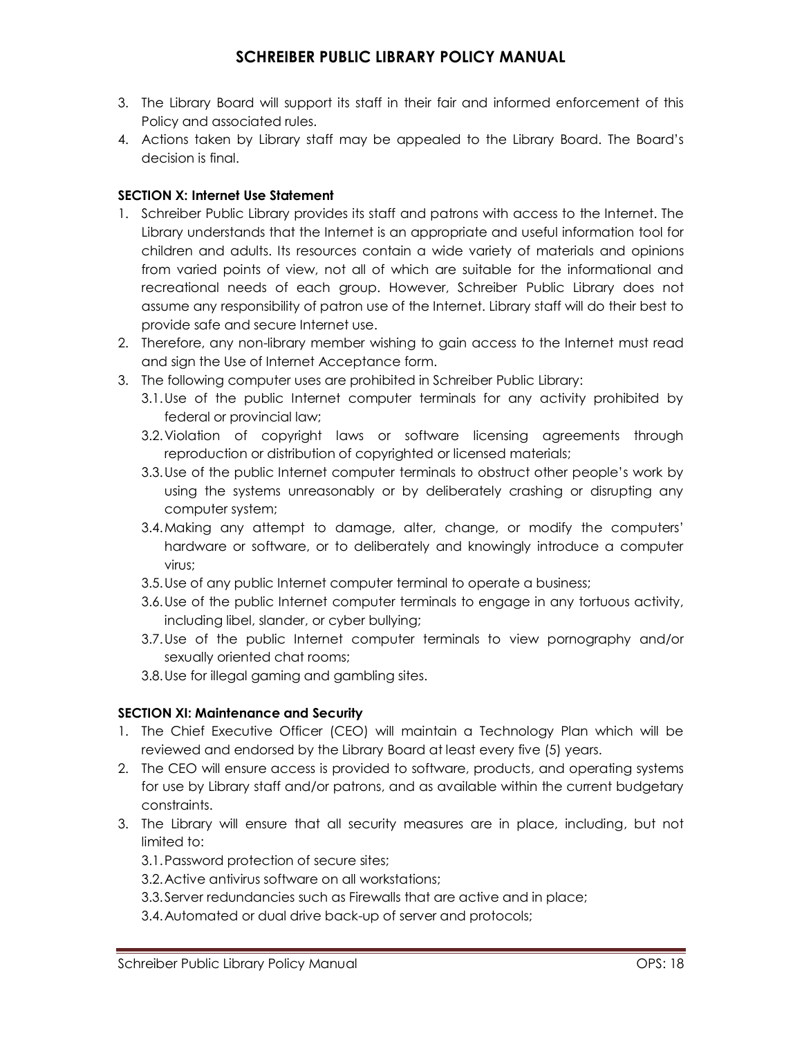3. The Library Board will support its staff in their fair and informed enforcement of this Policy and associated rules.
4. Actions taken by Library staff may be appealed to the Library Board. The Board's decision is final.

**SECTION X: Internet Use Statement**

1. Schreiber Public Library provides its staff and patrons with access to the Internet. The Library understands that the Internet is an appropriate and useful information tool for children and adults. Its resources contain a wide variety of materials and opinions from varied points of view, not all of which are suitable for the informational and recreational needs of each group. However, Schreiber Public Library does not assume any responsibility of patron use of the Internet. Library staff will do their best to provide safe and secure Internet use.
2. Therefore, any non-library member wishing to gain access to the Internet must read and sign the Use of Internet Acceptance form.
3. The following computer uses are prohibited in Schreiber Public Library:
   3.1. Use of the public Internet computer terminals for any activity prohibited by federal or provincial law;
   3.2. Violation of copyright laws or software licensing agreements through reproduction or distribution of copyrighted or licensed materials;
   3.3. Use of the public Internet computer terminals to obstruct other people's work by using the systems unreasonably or by deliberately crashing or disrupting any computer system;
   3.4. Making any attempt to damage, alter, change, or modify the computers' hardware or software, or to deliberately and knowingly introduce a computer virus;
   3.5. Use of any public Internet computer terminal to operate a business;
   3.6. Use of the public Internet computer terminals to engage in any tortuous activity, including libel, slander, or cyber bullying;
   3.7. Use of the public Internet computer terminals to view pornography and/or sexually oriented chat rooms;
   3.8. Use for illegal gaming and gambling sites.

**SECTION XI: Maintenance and Security**

1. The Chief Executive Officer (CEO) will maintain a Technology Plan which will be reviewed and endorsed by the Library Board at least every five (5) years.
2. The CEO will ensure access is provided to software, products, and operating systems for use by Library staff and/or patrons, and as available within the current budgetary constraints.
3. The Library will ensure that all security measures are in place, including, but not limited to:
   3.1. Password protection of secure sites;
   3.2. Active antivirus software on all workstations;
   3.3. Server redundancies such as Firewalls that are active and in place;
   3.4. Automated or dual drive back-up of server and protocols;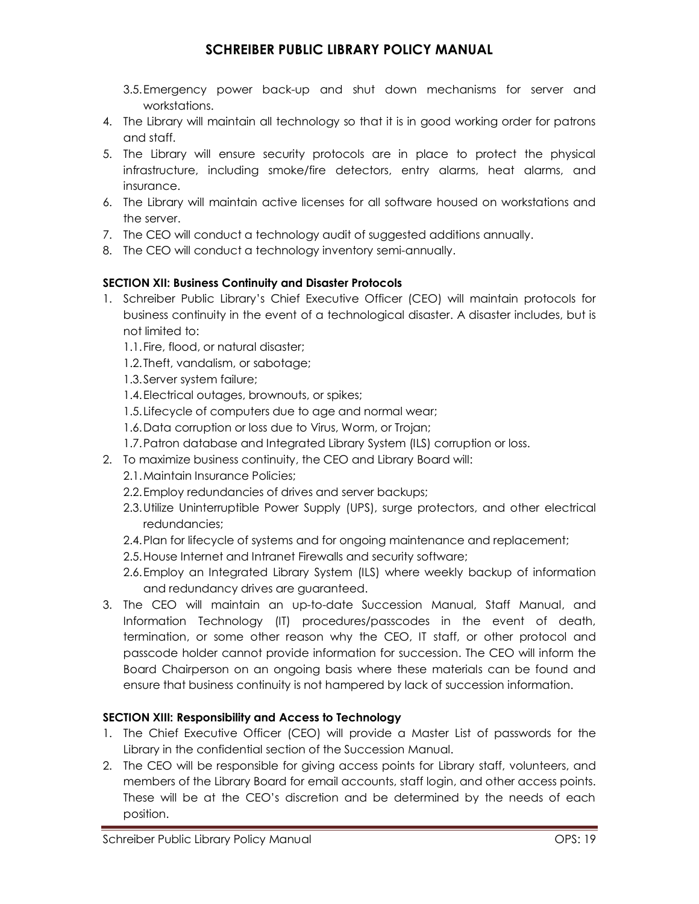3.5. Emergency power back-up and shut down mechanisms for server and workstations.

4. The Library will maintain all technology so that it is in good working order for patrons and staff.
5. The Library will ensure security protocols are in place to protect the physical infrastructure, including smoke/fire detectors, entry alarms, heat alarms, and insurance.
6. The Library will maintain active licenses for all software housed on workstations and the server.
7. The CEO will conduct a technology audit of suggested additions annually.
8. The CEO will conduct a technology inventory semi-annually.

**SECTION XII: Business Continuity and Disaster Protocols**

1. Schreiber Public Library's Chief Executive Officer (CEO) will maintain protocols for business continuity in the event of a technological disaster. A disaster includes, but is not limited to:
   - 1.1. Fire, flood, or natural disaster;
   - 1.2. Theft, vandalism, or sabotage;
   - 1.3. Server system failure;
   - 1.4. Electrical outages, brownouts, or spikes;
   - 1.5. Lifecycle of computers due to age and normal wear;
   - 1.6. Data corruption or loss due to Virus, Worm, or Trojan;
   - 1.7. Patron database and Integrated Library System (ILS) corruption or loss.
2. To maximize business continuity, the CEO and Library Board will:
   - 2.1. Maintain Insurance Policies;
   - 2.2. Employ redundancies of drives and server backups;
   - 2.3. Utilize Uninterruptible Power Supply (UPS), surge protectors, and other electrical redundancies;
   - 2.4. Plan for lifecycle of systems and for ongoing maintenance and replacement;
   - 2.5. House Internet and Intranet Firewalls and security software;
   - 2.6. Employ an Integrated Library System (ILS) where weekly backup of information and redundancy drives are guaranteed.
3. The CEO will maintain an up-to-date Succession Manual, Staff Manual, and Information Technology (IT) procedures/passcodes in the event of death, termination, or some other reason why the CEO, IT staff, or other protocol and passcode holder cannot provide information for succession. The CEO will inform the Board Chairperson on an ongoing basis where these materials can be found and ensure that business continuity is not hampered by lack of succession information.

**SECTION XIII: Responsibility and Access to Technology**

1. The Chief Executive Officer (CEO) will provide a Master List of passwords for the Library in the confidential section of the Succession Manual.
2. The CEO will be responsible for giving access points for Library staff, volunteers, and members of the Library Board for email accounts, staff login, and other access points. These will be at the CEO's discretion and be determined by the needs of each position.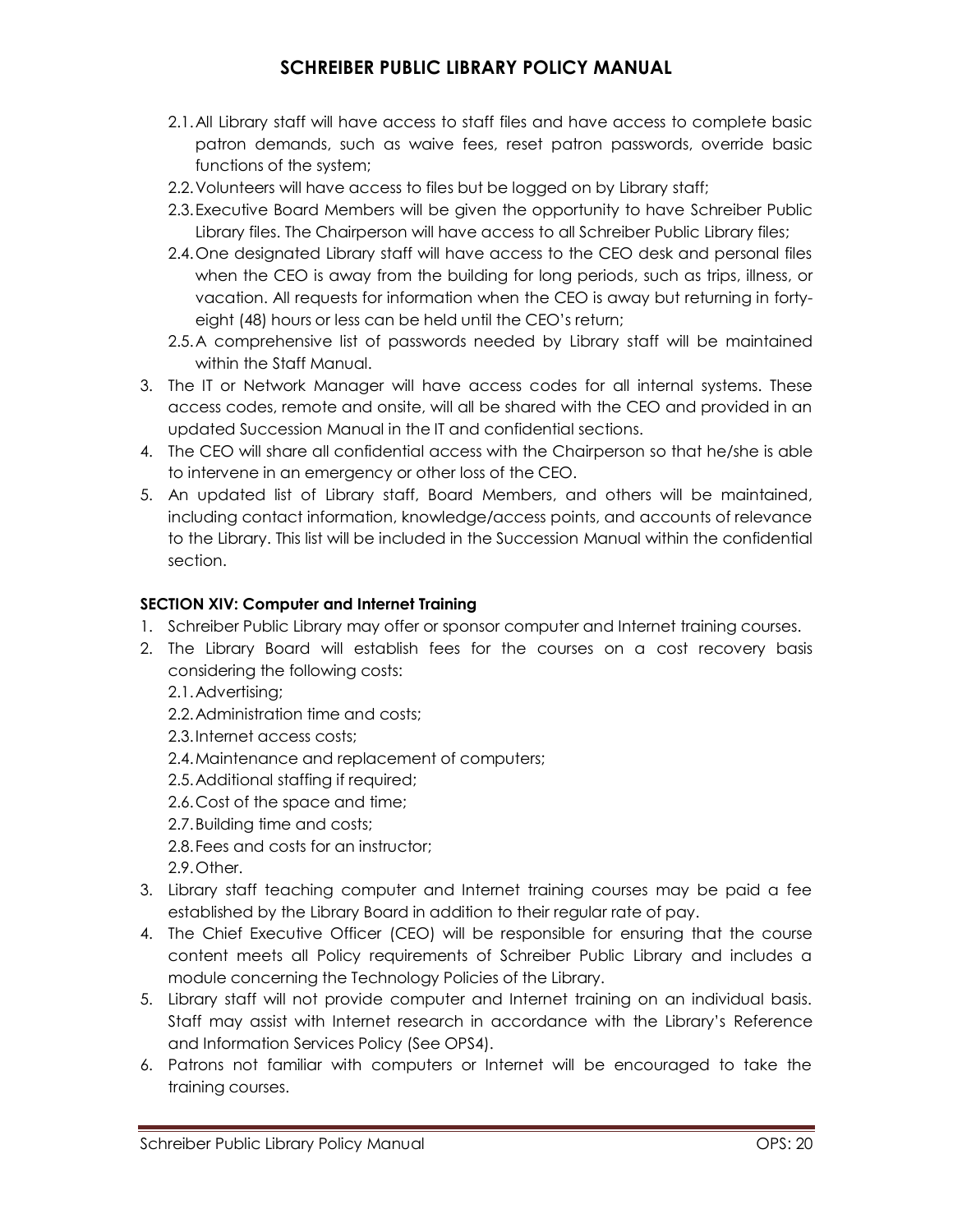2.1. All Library staff will have access to staff files and have access to complete basic patron demands, such as waive fees, reset patron passwords, override basic functions of the system;
2.2. Volunteers will have access to files but be logged on by Library staff;
2.3. Executive Board Members will be given the opportunity to have Schreiber Public Library files. The Chairperson will have access to all Schreiber Public Library files;
2.4. One designated Library staff will have access to the CEO desk and personal files when the CEO is away from the building for long periods, such as trips, illness, or vacation. All requests for information when the CEO is away but returning in forty-eight (48) hours or less can be held until the CEO's return;
2.5. A comprehensive list of passwords needed by Library staff will be maintained within the Staff Manual.

3. The IT or Network Manager will have access codes for all internal systems. These access codes, remote and onsite, will all be shared with the CEO and provided in an updated Succession Manual in the IT and confidential sections.
4. The CEO will share all confidential access with the Chairperson so that he/she is able to intervene in an emergency or other loss of the CEO.
5. An updated list of Library staff, Board Members, and others will be maintained, including contact information, knowledge/access points, and accounts of relevance to the Library. This list will be included in the Succession Manual within the confidential section.

**SECTION XIV: Computer and Internet Training**

1. Schreiber Public Library may offer or sponsor computer and Internet training courses.
2. The Library Board will establish fees for the courses on a cost recovery basis considering the following costs:
   2.1. Advertising;
   2.2. Administration time and costs;
   2.3. Internet access costs;
   2.4. Maintenance and replacement of computers;
   2.5. Additional staffing if required;
   2.6. Cost of the space and time;
   2.7. Building time and costs;
   2.8. Fees and costs for an instructor;
   2.9. Other.
3. Library staff teaching computer and Internet training courses may be paid a fee established by the Library Board in addition to their regular rate of pay.
4. The Chief Executive Officer (CEO) will be responsible for ensuring that the course content meets all Policy requirements of Schreiber Public Library and includes a module concerning the Technology Policies of the Library.
5. Library staff will not provide computer and Internet training on an individual basis. Staff may assist with Internet research in accordance with the Library's Reference and Information Services Policy (See OPS4).
6. Patrons not familiar with computers or Internet will be encouraged to take the training courses.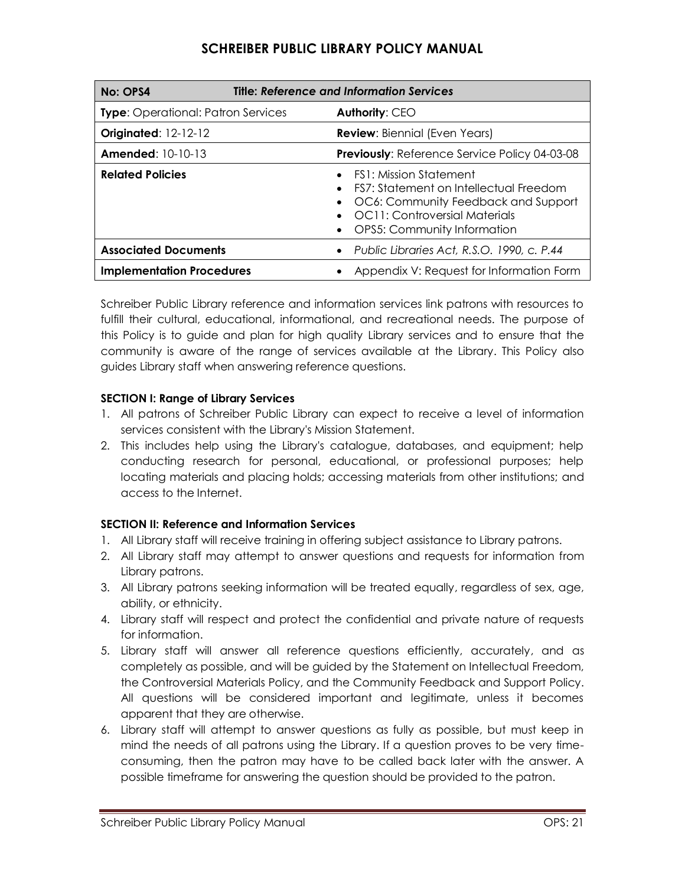# SCHREIBER PUBLIC LIBRARY POLICY MANUAL

| **No: OPS4** | **Title: *Reference and Information Services*** |
| --- | --- |
| **Type**: Operational: Patron Services | **Authority**: CEO |
| **Originated**: 12-12-12 | **Review**: Biennial (Even Years) |
| **Amended**: 10-10-13 | **Previously**: Reference Service Policy 04-03-08 |
| **Related Policies** | • FS1: Mission Statement<br>• FS7: Statement on Intellectual Freedom<br>• OC6: Community Feedback and Support<br>• OC11: Controversial Materials<br>• OPS5: Community Information |
| **Associated Documents** | • *Public Libraries Act, R.S.O. 1990, c. P.44* |
| **Implementation Procedures** | • Appendix V: Request for Information Form |

Schreiber Public Library reference and information services link patrons with resources to fulfill their cultural, educational, informational, and recreational needs. The purpose of this Policy is to guide and plan for high quality Library services and to ensure that the community is aware of the range of services available at the Library. This Policy also guides Library staff when answering reference questions.

**SECTION I: Range of Library Services**

1. All patrons of Schreiber Public Library can expect to receive a level of information services consistent with the Library's Mission Statement.
2. This includes help using the Library's catalogue, databases, and equipment; help conducting research for personal, educational, or professional purposes; help locating materials and placing holds; accessing materials from other institutions; and access to the Internet.

**SECTION II: Reference and Information Services**

1. All Library staff will receive training in offering subject assistance to Library patrons.
2. All Library staff may attempt to answer questions and requests for information from Library patrons.
3. All Library patrons seeking information will be treated equally, regardless of sex, age, ability, or ethnicity.
4. Library staff will respect and protect the confidential and private nature of requests for information.
5. Library staff will answer all reference questions efficiently, accurately, and as completely as possible, and will be guided by the Statement on Intellectual Freedom, the Controversial Materials Policy, and the Community Feedback and Support Policy. All questions will be considered important and legitimate, unless it becomes apparent that they are otherwise.
6. Library staff will attempt to answer questions as fully as possible, but must keep in mind the needs of all patrons using the Library. If a question proves to be very time-consuming, then the patron may have to be called back later with the answer. A possible timeframe for answering the question should be provided to the patron.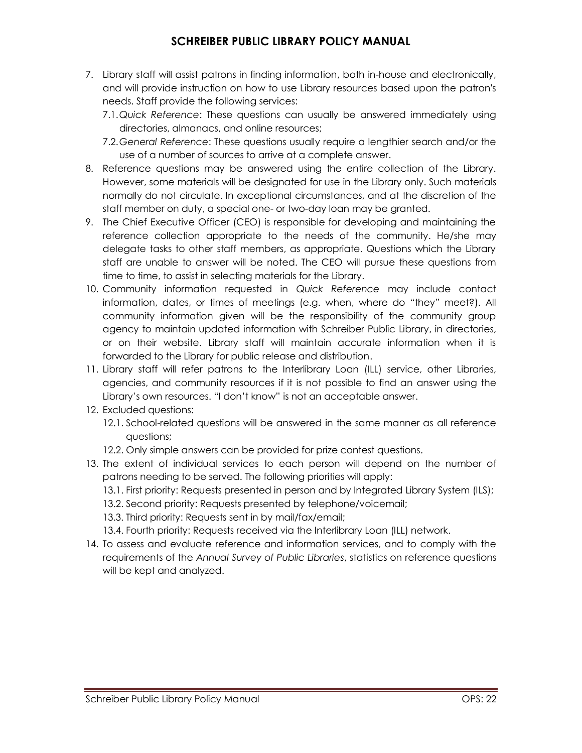7. Library staff will assist patrons in finding information, both in-house and electronically, and will provide instruction on how to use Library resources based upon the patron's needs. Staff provide the following services:
   7.1. *Quick Reference*: These questions can usually be answered immediately using directories, almanacs, and online resources;
   7.2. *General Reference*: These questions usually require a lengthier search and/or the use of a number of sources to arrive at a complete answer.
8. Reference questions may be answered using the entire collection of the Library. However, some materials will be designated for use in the Library only. Such materials normally do not circulate. In exceptional circumstances, and at the discretion of the staff member on duty, a special one- or two-day loan may be granted.
9. The Chief Executive Officer (CEO) is responsible for developing and maintaining the reference collection appropriate to the needs of the community. He/she may delegate tasks to other staff members, as appropriate. Questions which the Library staff are unable to answer will be noted. The CEO will pursue these questions from time to time, to assist in selecting materials for the Library.
10. Community information requested in *Quick Reference* may include contact information, dates, or times of meetings (e.g. when, where do "they" meet?). All community information given will be the responsibility of the community group agency to maintain updated information with Schreiber Public Library, in directories, or on their website. Library staff will maintain accurate information when it is forwarded to the Library for public release and distribution.
11. Library staff will refer patrons to the Interlibrary Loan (ILL) service, other Libraries, agencies, and community resources if it is not possible to find an answer using the Library's own resources. "I don't know" is not an acceptable answer.
12. Excluded questions:
    12.1. School-related questions will be answered in the same manner as all reference questions;
    12.2. Only simple answers can be provided for prize contest questions.
13. The extent of individual services to each person will depend on the number of patrons needing to be served. The following priorities will apply:
    13.1. First priority: Requests presented in person and by Integrated Library System (ILS);
    13.2. Second priority: Requests presented by telephone/voicemail;
    13.3. Third priority: Requests sent in by mail/fax/email;
    13.4. Fourth priority: Requests received via the Interlibrary Loan (ILL) network.
14. To assess and evaluate reference and information services, and to comply with the requirements of the *Annual Survey of Public Libraries*, statistics on reference questions will be kept and analyzed.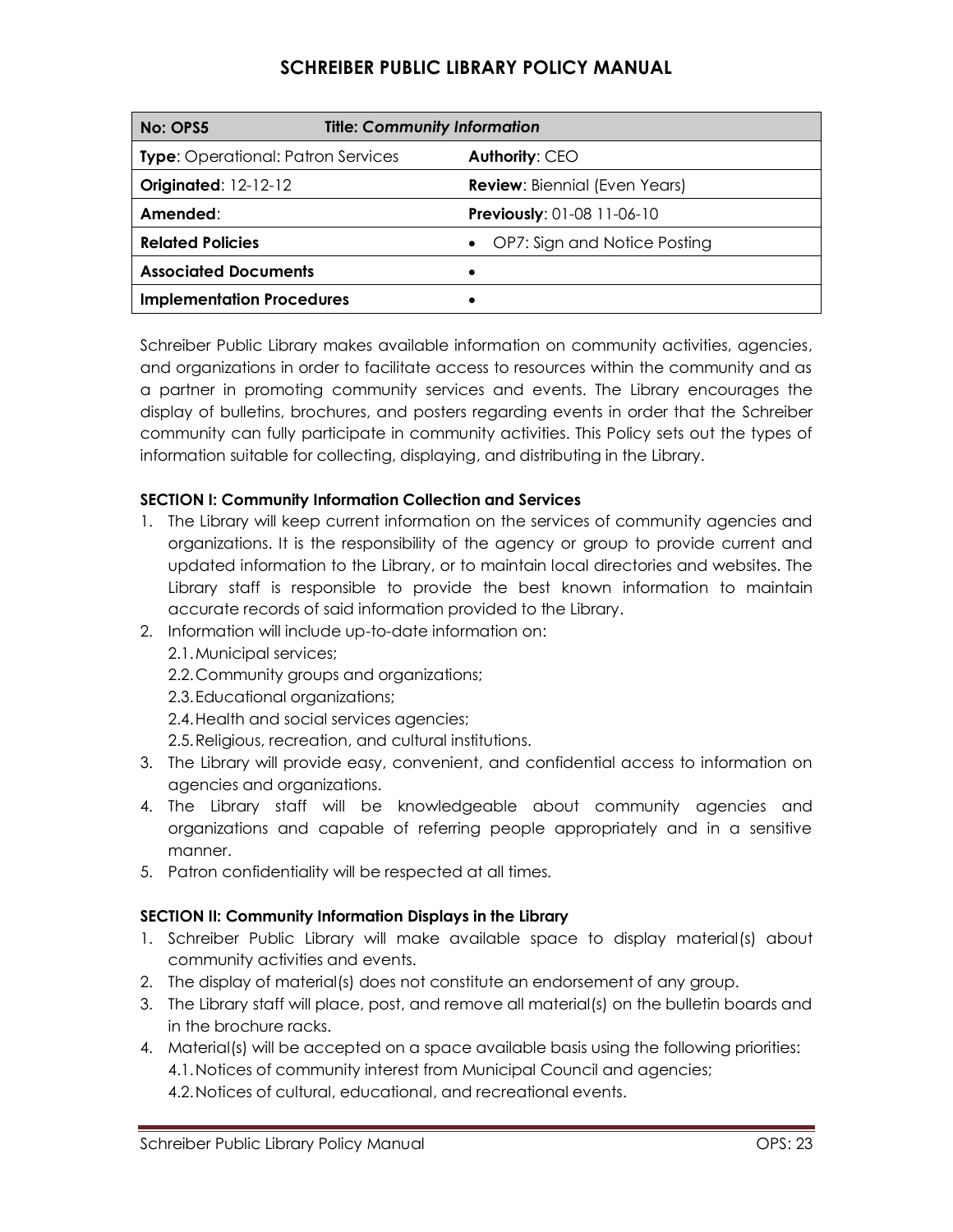# SCHREIBER PUBLIC LIBRARY POLICY MANUAL

| **No: OPS5** | **Title: *Community Information*** |
|---|---|
| **Type**: Operational: Patron Services | **Authority**: CEO |
| **Originated**: 12-12-12 | **Review**: Biennial (Even Years) |
| **Amended**: | **Previously**: 01-08 11-06-10 |
| **Related Policies** | • OP7: Sign and Notice Posting |
| **Associated Documents** | • |
| **Implementation Procedures** | • |

Schreiber Public Library makes available information on community activities, agencies, and organizations in order to facilitate access to resources within the community and as a partner in promoting community services and events. The Library encourages the display of bulletins, brochures, and posters regarding events in order that the Schreiber community can fully participate in community activities. This Policy sets out the types of information suitable for collecting, displaying, and distributing in the Library.

**SECTION I: Community Information Collection and Services**

1. The Library will keep current information on the services of community agencies and organizations. It is the responsibility of the agency or group to provide current and updated information to the Library, or to maintain local directories and websites. The Library staff is responsible to provide the best known information to maintain accurate records of said information provided to the Library.
2. Information will include up-to-date information on:
   2.1. Municipal services;
   2.2. Community groups and organizations;
   2.3. Educational organizations;
   2.4. Health and social services agencies;
   2.5. Religious, recreation, and cultural institutions.
3. The Library will provide easy, convenient, and confidential access to information on agencies and organizations.
4. The Library staff will be knowledgeable about community agencies and organizations and capable of referring people appropriately and in a sensitive manner.
5. Patron confidentiality will be respected at all times.

**SECTION II: Community Information Displays in the Library**

1. Schreiber Public Library will make available space to display material(s) about community activities and events.
2. The display of material(s) does not constitute an endorsement of any group.
3. The Library staff will place, post, and remove all material(s) on the bulletin boards and in the brochure racks.
4. Material(s) will be accepted on a space available basis using the following priorities:
   4.1. Notices of community interest from Municipal Council and agencies;
   4.2. Notices of cultural, educational, and recreational events.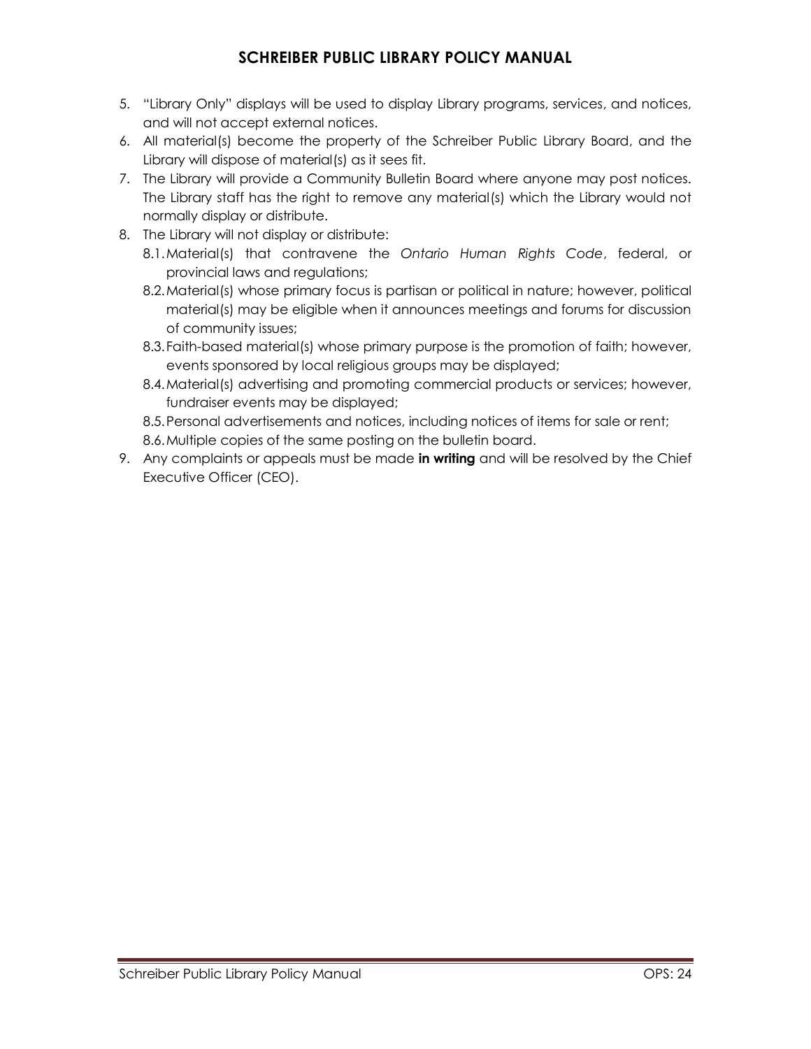5. “Library Only” displays will be used to display Library programs, services, and notices, and will not accept external notices.
6. All material(s) become the property of the Schreiber Public Library Board, and the Library will dispose of material(s) as it sees fit.
7. The Library will provide a Community Bulletin Board where anyone may post notices. The Library staff has the right to remove any material(s) which the Library would not normally display or distribute.
8. The Library will not display or distribute:
   8.1. Material(s) that contravene the *Ontario Human Rights Code*, federal, or provincial laws and regulations;
   8.2. Material(s) whose primary focus is partisan or political in nature; however, political material(s) may be eligible when it announces meetings and forums for discussion of community issues;
   8.3. Faith-based material(s) whose primary purpose is the promotion of faith; however, events sponsored by local religious groups may be displayed;
   8.4. Material(s) advertising and promoting commercial products or services; however, fundraiser events may be displayed;
   8.5. Personal advertisements and notices, including notices of items for sale or rent;
   8.6. Multiple copies of the same posting on the bulletin board.
9. Any complaints or appeals must be made **in writing** and will be resolved by the Chief Executive Officer (CEO).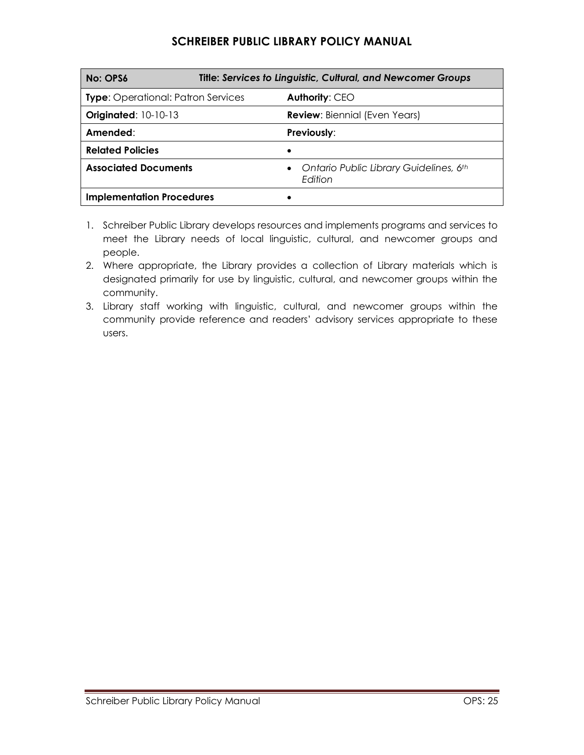# SCHREIBER PUBLIC LIBRARY POLICY MANUAL

| **No: OPS6** | **Title: *Services to Linguistic, Cultural, and Newcomer Groups*** |
|---|---|
| **Type**: Operational: Patron Services | **Authority**: CEO |
| **Originated**: 10-10-13 | **Review**: Biennial (Even Years) |
| **Amended**: | **Previously**: |
| **Related Policies** | • |
| **Associated Documents** | • *Ontario Public Library Guidelines, 6th Edition* |
| **Implementation Procedures** | • |

1. Schreiber Public Library develops resources and implements programs and services to meet the Library needs of local linguistic, cultural, and newcomer groups and people.
2. Where appropriate, the Library provides a collection of Library materials which is designated primarily for use by linguistic, cultural, and newcomer groups within the community.
3. Library staff working with linguistic, cultural, and newcomer groups within the community provide reference and readers' advisory services appropriate to these users.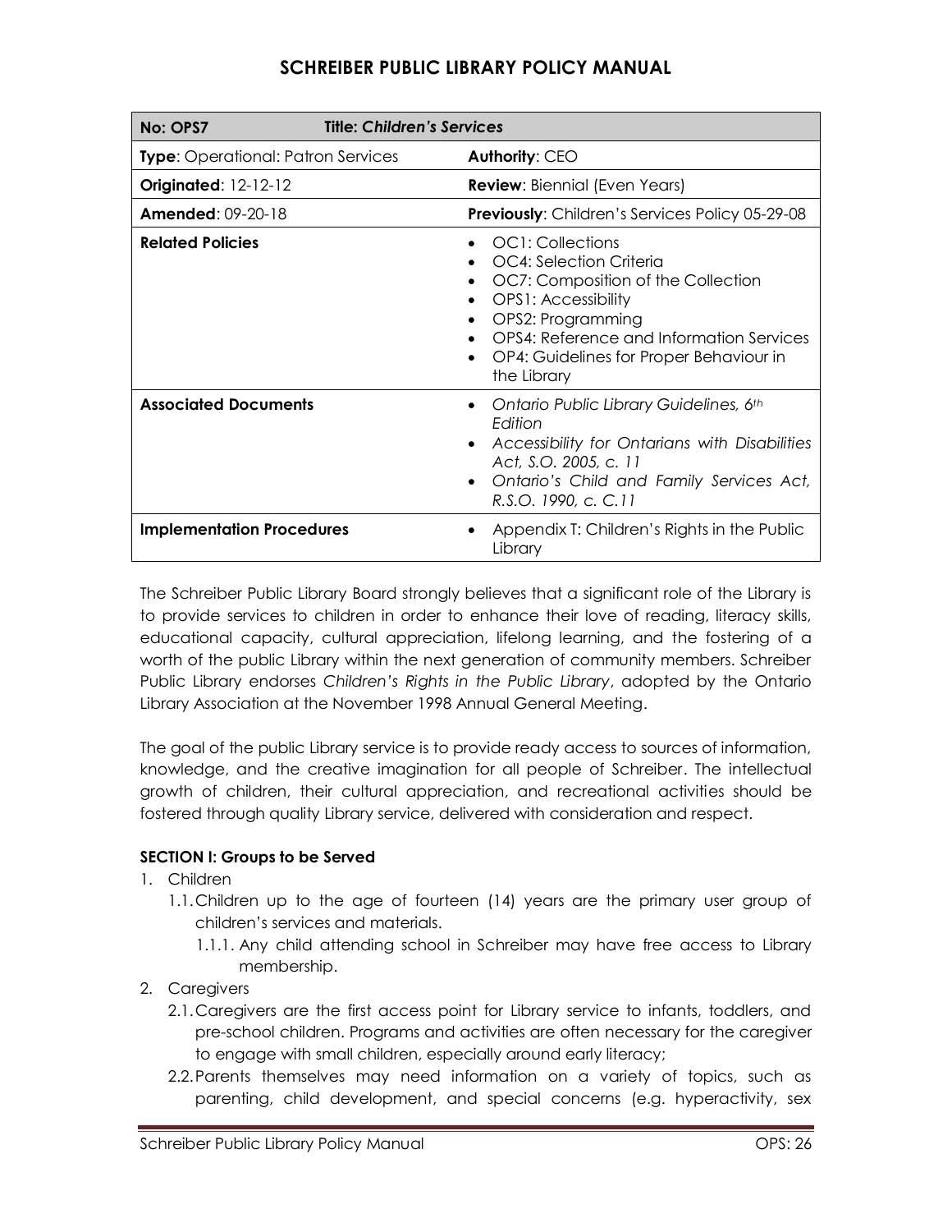| No: OPS7 | Title: *Children's Services* |
| --- | --- |
| **Type**: Operational: Patron Services | **Authority**: CEO |
| **Originated**: 12-12-12 | **Review**: Biennial (Even Years) |
| **Amended**: 09-20-18 | **Previously**: Children's Services Policy 05-29-08 |
| **Related Policies** | • OC1: Collections<br>• OC4: Selection Criteria<br>• OC7: Composition of the Collection<br>• OPS1: Accessibility<br>• OPS2: Programming<br>• OPS4: Reference and Information Services<br>• OP4: Guidelines for Proper Behaviour in the Library |
| **Associated Documents** | • *Ontario Public Library Guidelines, 6th Edition*<br>• *Accessibility for Ontarians with Disabilities Act, S.O. 2005, c. 11*<br>• *Ontario's Child and Family Services Act, R.S.O. 1990, c. C.11* |
| **Implementation Procedures** | • Appendix T: Children's Rights in the Public Library |

The Schreiber Public Library Board strongly believes that a significant role of the Library is to provide services to children in order to enhance their love of reading, literacy skills, educational capacity, cultural appreciation, lifelong learning, and the fostering of a worth of the public Library within the next generation of community members. Schreiber Public Library endorses *Children's Rights in the Public Library*, adopted by the Ontario Library Association at the November 1998 Annual General Meeting.

The goal of the public Library service is to provide ready access to sources of information, knowledge, and the creative imagination for all people of Schreiber. The intellectual growth of children, their cultural appreciation, and recreational activities should be fostered through quality Library service, delivered with consideration and respect.

**SECTION I: Groups to be Served**

1. Children
   1.1. Children up to the age of fourteen (14) years are the primary user group of children's services and materials.
      1.1.1. Any child attending school in Schreiber may have free access to Library membership.
2. Caregivers
   2.1. Caregivers are the first access point for Library service to infants, toddlers, and pre-school children. Programs and activities are often necessary for the caregiver to engage with small children, especially around early literacy;
   2.2. Parents themselves may need information on a variety of topics, such as parenting, child development, and special concerns (e.g. hyperactivity, sex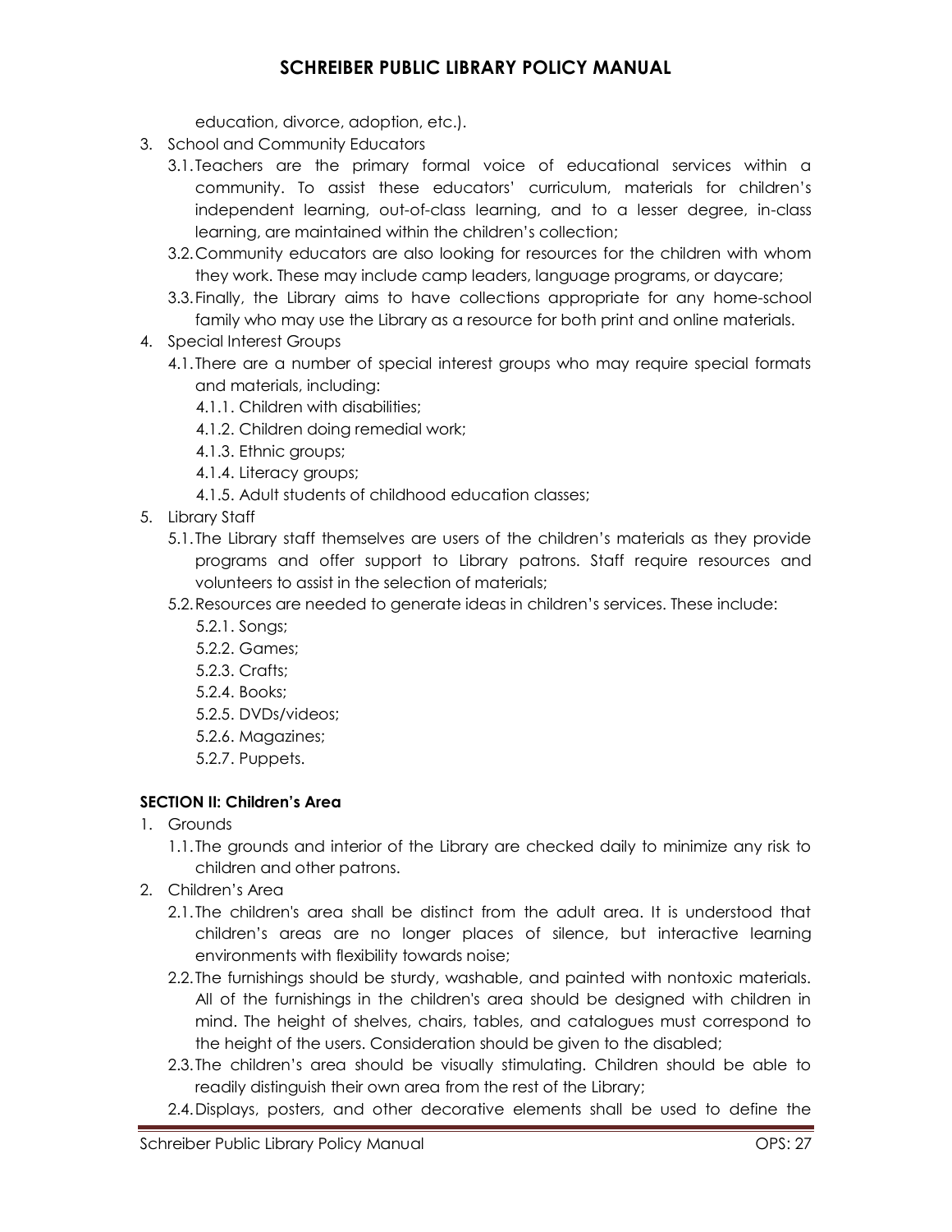education, divorce, adoption, etc.).

3. School and Community Educators
   3.1. Teachers are the primary formal voice of educational services within a community. To assist these educators' curriculum, materials for children's independent learning, out-of-class learning, and to a lesser degree, in-class learning, are maintained within the children's collection;
   3.2. Community educators are also looking for resources for the children with whom they work. These may include camp leaders, language programs, or daycare;
   3.3. Finally, the Library aims to have collections appropriate for any home-school family who may use the Library as a resource for both print and online materials.
4. Special Interest Groups
   4.1. There are a number of special interest groups who may require special formats and materials, including:
      4.1.1. Children with disabilities;
      4.1.2. Children doing remedial work;
      4.1.3. Ethnic groups;
      4.1.4. Literacy groups;
      4.1.5. Adult students of childhood education classes;
5. Library Staff
   5.1. The Library staff themselves are users of the children's materials as they provide programs and offer support to Library patrons. Staff require resources and volunteers to assist in the selection of materials;
   5.2. Resources are needed to generate ideas in children's services. These include:
      5.2.1. Songs;
      5.2.2. Games;
      5.2.3. Crafts;
      5.2.4. Books;
      5.2.5. DVDs/videos;
      5.2.6. Magazines;
      5.2.7. Puppets.

**SECTION II: Children's Area**

1. Grounds
   1.1. The grounds and interior of the Library are checked daily to minimize any risk to children and other patrons.
2. Children's Area
   2.1. The children's area shall be distinct from the adult area. It is understood that children's areas are no longer places of silence, but interactive learning environments with flexibility towards noise;
   2.2. The furnishings should be sturdy, washable, and painted with nontoxic materials. All of the furnishings in the children's area should be designed with children in mind. The height of shelves, chairs, tables, and catalogues must correspond to the height of the users. Consideration should be given to the disabled;
   2.3. The children's area should be visually stimulating. Children should be able to readily distinguish their own area from the rest of the Library;
   2.4. Displays, posters, and other decorative elements shall be used to define the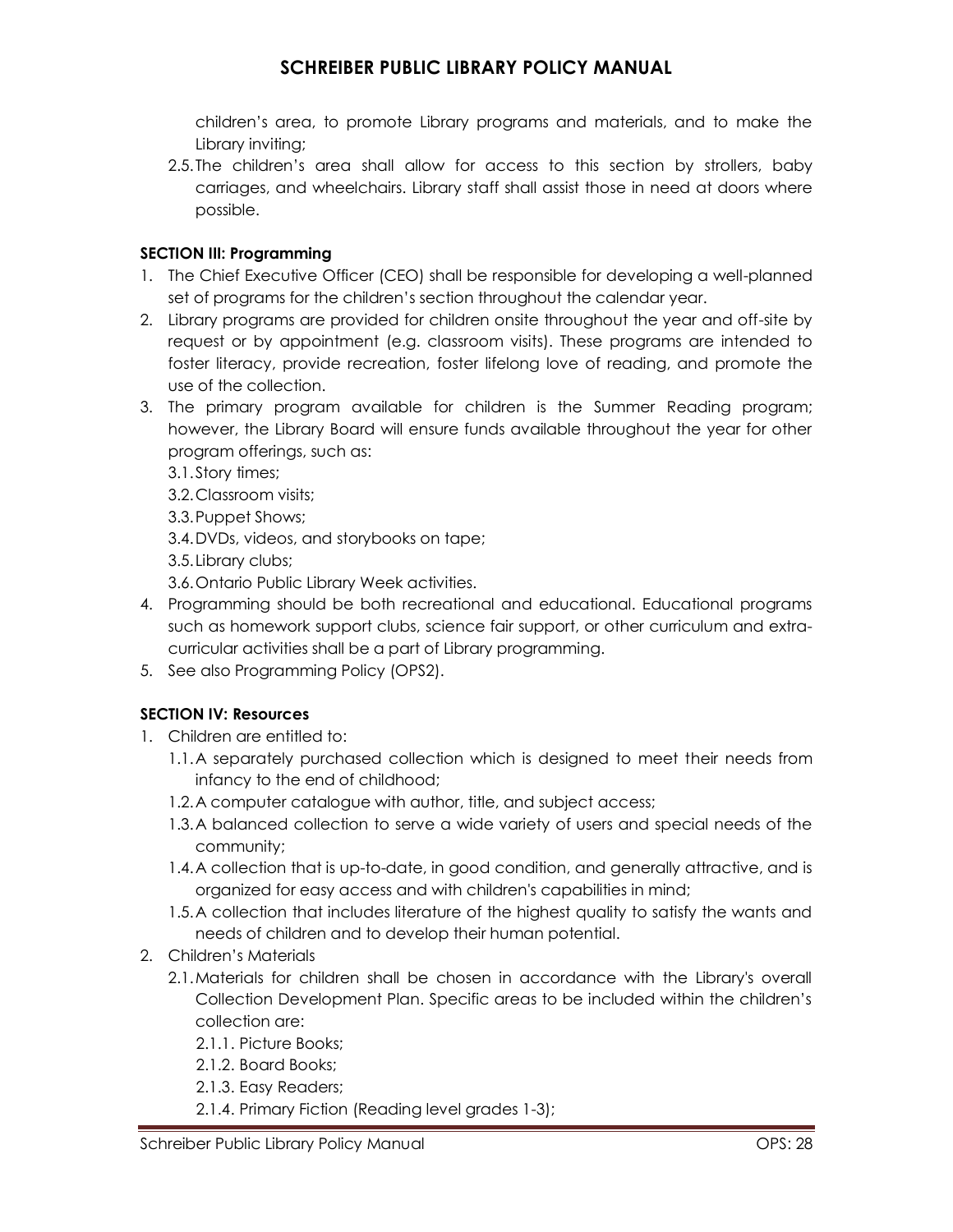children's area, to promote Library programs and materials, and to make the Library inviting;

2.5. The children's area shall allow for access to this section by strollers, baby carriages, and wheelchairs. Library staff shall assist those in need at doors where possible.

**SECTION III: Programming**

1. The Chief Executive Officer (CEO) shall be responsible for developing a well-planned set of programs for the children's section throughout the calendar year.
2. Library programs are provided for children onsite throughout the year and off-site by request or by appointment (e.g. classroom visits). These programs are intended to foster literacy, provide recreation, foster lifelong love of reading, and promote the use of the collection.
3. The primary program available for children is the Summer Reading program; however, the Library Board will ensure funds available throughout the year for other program offerings, such as:
   - 3.1. Story times;
   - 3.2. Classroom visits;
   - 3.3. Puppet Shows;
   - 3.4. DVDs, videos, and storybooks on tape;
   - 3.5. Library clubs;
   - 3.6. Ontario Public Library Week activities.
4. Programming should be both recreational and educational. Educational programs such as homework support clubs, science fair support, or other curriculum and extra-curricular activities shall be a part of Library programming.
5. See also Programming Policy (OPS2).

**SECTION IV: Resources**

1. Children are entitled to:
   - 1.1. A separately purchased collection which is designed to meet their needs from infancy to the end of childhood;
   - 1.2. A computer catalogue with author, title, and subject access;
   - 1.3. A balanced collection to serve a wide variety of users and special needs of the community;
   - 1.4. A collection that is up-to-date, in good condition, and generally attractive, and is organized for easy access and with children's capabilities in mind;
   - 1.5. A collection that includes literature of the highest quality to satisfy the wants and needs of children and to develop their human potential.
2. Children's Materials
   - 2.1. Materials for children shall be chosen in accordance with the Library's overall Collection Development Plan. Specific areas to be included within the children's collection are:
     - 2.1.1. Picture Books;
     - 2.1.2. Board Books;
     - 2.1.3. Easy Readers;
     - 2.1.4. Primary Fiction (Reading level grades 1-3);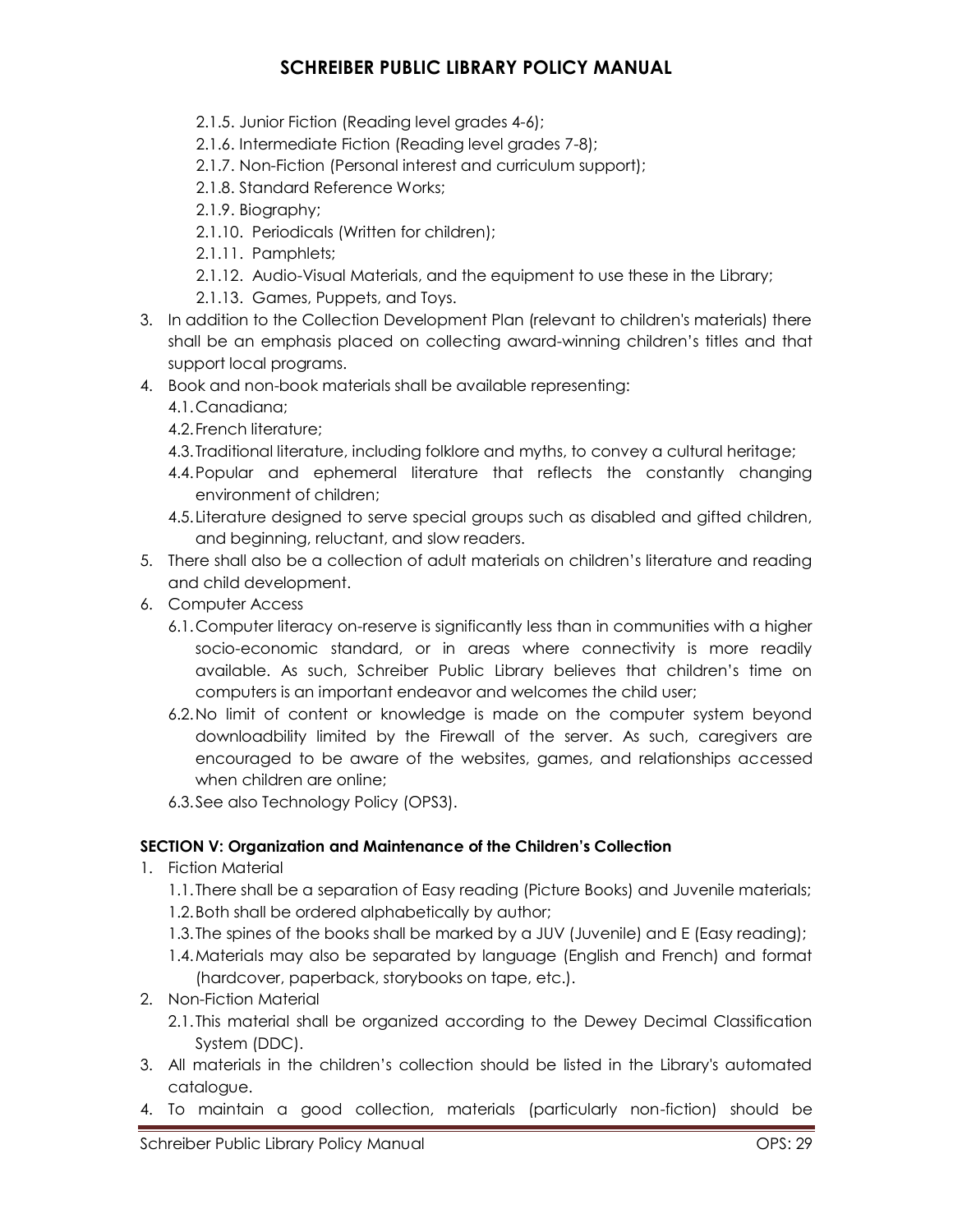- 2.1.5. Junior Fiction (Reading level grades 4-6);
- 2.1.6. Intermediate Fiction (Reading level grades 7-8);
- 2.1.7. Non-Fiction (Personal interest and curriculum support);
- 2.1.8. Standard Reference Works;
- 2.1.9. Biography;
- 2.1.10. Periodicals (Written for children);
- 2.1.11. Pamphlets;
- 2.1.12. Audio-Visual Materials, and the equipment to use these in the Library;
- 2.1.13. Games, Puppets, and Toys.

3. In addition to the Collection Development Plan (relevant to children's materials) there shall be an emphasis placed on collecting award-winning children's titles and that support local programs.
4. Book and non-book materials shall be available representing:
   - 4.1. Canadiana;
   - 4.2. French literature;
   - 4.3. Traditional literature, including folklore and myths, to convey a cultural heritage;
   - 4.4. Popular and ephemeral literature that reflects the constantly changing environment of children;
   - 4.5. Literature designed to serve special groups such as disabled and gifted children, and beginning, reluctant, and slow readers.
5. There shall also be a collection of adult materials on children's literature and reading and child development.
6. Computer Access
   - 6.1. Computer literacy on-reserve is significantly less than in communities with a higher socio-economic standard, or in areas where connectivity is more readily available. As such, Schreiber Public Library believes that children's time on computers is an important endeavor and welcomes the child user;
   - 6.2. No limit of content or knowledge is made on the computer system beyond downloadbility limited by the Firewall of the server. As such, caregivers are encouraged to be aware of the websites, games, and relationships accessed when children are online;
   - 6.3. See also Technology Policy (OPS3).

**SECTION V: Organization and Maintenance of the Children's Collection**

1. Fiction Material
   - 1.1. There shall be a separation of Easy reading (Picture Books) and Juvenile materials;
   - 1.2. Both shall be ordered alphabetically by author;
   - 1.3. The spines of the books shall be marked by a JUV (Juvenile) and E (Easy reading);
   - 1.4. Materials may also be separated by language (English and French) and format (hardcover, paperback, storybooks on tape, etc.).
2. Non-Fiction Material
   - 2.1. This material shall be organized according to the Dewey Decimal Classification System (DDC).
3. All materials in the children's collection should be listed in the Library's automated catalogue.
4. To maintain a good collection, materials (particularly non-fiction) should be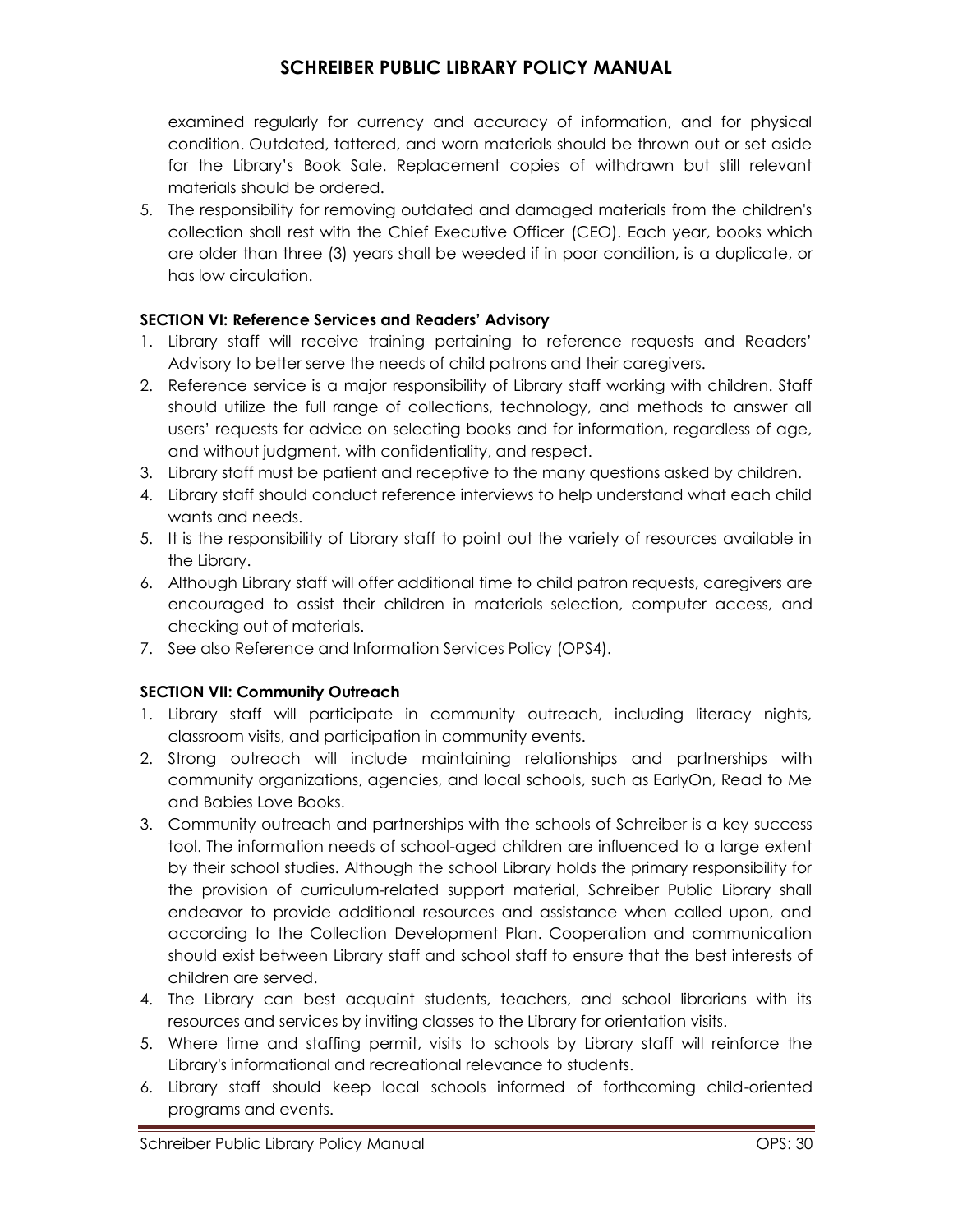examined regularly for currency and accuracy of information, and for physical condition. Outdated, tattered, and worn materials should be thrown out or set aside for the Library's Book Sale. Replacement copies of withdrawn but still relevant materials should be ordered.

5. The responsibility for removing outdated and damaged materials from the children's collection shall rest with the Chief Executive Officer (CEO). Each year, books which are older than three (3) years shall be weeded if in poor condition, is a duplicate, or has low circulation.

**SECTION VI: Reference Services and Readers' Advisory**

1. Library staff will receive training pertaining to reference requests and Readers' Advisory to better serve the needs of child patrons and their caregivers.
2. Reference service is a major responsibility of Library staff working with children. Staff should utilize the full range of collections, technology, and methods to answer all users' requests for advice on selecting books and for information, regardless of age, and without judgment, with confidentiality, and respect.
3. Library staff must be patient and receptive to the many questions asked by children.
4. Library staff should conduct reference interviews to help understand what each child wants and needs.
5. It is the responsibility of Library staff to point out the variety of resources available in the Library.
6. Although Library staff will offer additional time to child patron requests, caregivers are encouraged to assist their children in materials selection, computer access, and checking out of materials.
7. See also Reference and Information Services Policy (OPS4).

**SECTION VII: Community Outreach**

1. Library staff will participate in community outreach, including literacy nights, classroom visits, and participation in community events.
2. Strong outreach will include maintaining relationships and partnerships with community organizations, agencies, and local schools, such as EarlyOn, Read to Me and Babies Love Books.
3. Community outreach and partnerships with the schools of Schreiber is a key success tool. The information needs of school-aged children are influenced to a large extent by their school studies. Although the school Library holds the primary responsibility for the provision of curriculum-related support material, Schreiber Public Library shall endeavor to provide additional resources and assistance when called upon, and according to the Collection Development Plan. Cooperation and communication should exist between Library staff and school staff to ensure that the best interests of children are served.
4. The Library can best acquaint students, teachers, and school librarians with its resources and services by inviting classes to the Library for orientation visits.
5. Where time and staffing permit, visits to schools by Library staff will reinforce the Library's informational and recreational relevance to students.
6. Library staff should keep local schools informed of forthcoming child-oriented programs and events.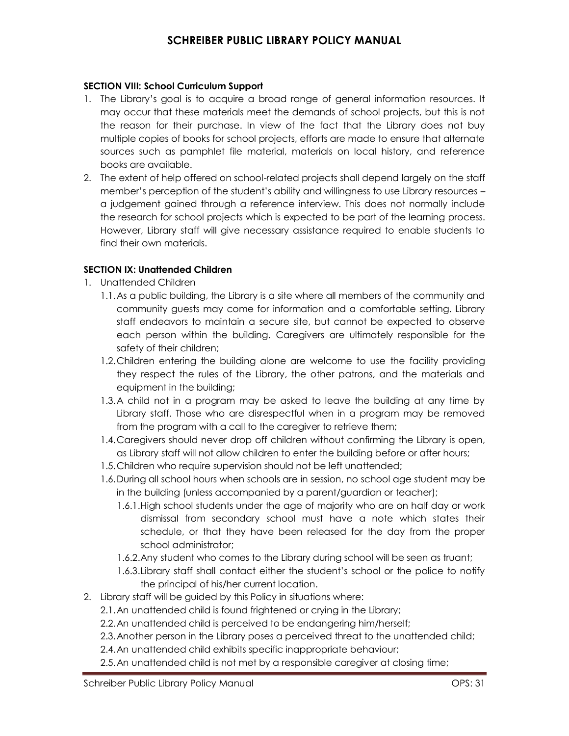**SECTION VIII: School Curriculum Support**

1. The Library's goal is to acquire a broad range of general information resources. It may occur that these materials meet the demands of school projects, but this is not the reason for their purchase. In view of the fact that the Library does not buy multiple copies of books for school projects, efforts are made to ensure that alternate sources such as pamphlet file material, materials on local history, and reference books are available.
2. The extent of help offered on school-related projects shall depend largely on the staff member's perception of the student's ability and willingness to use Library resources – a judgement gained through a reference interview. This does not normally include the research for school projects which is expected to be part of the learning process. However, Library staff will give necessary assistance required to enable students to find their own materials.

**SECTION IX: Unattended Children**

1. Unattended Children
   - 1.1. As a public building, the Library is a site where all members of the community and community guests may come for information and a comfortable setting. Library staff endeavors to maintain a secure site, but cannot be expected to observe each person within the building. Caregivers are ultimately responsible for the safety of their children;
   - 1.2. Children entering the building alone are welcome to use the facility providing they respect the rules of the Library, the other patrons, and the materials and equipment in the building;
   - 1.3. A child not in a program may be asked to leave the building at any time by Library staff. Those who are disrespectful when in a program may be removed from the program with a call to the caregiver to retrieve them;
   - 1.4. Caregivers should never drop off children without confirming the Library is open, as Library staff will not allow children to enter the building before or after hours;
   - 1.5. Children who require supervision should not be left unattended;
   - 1.6. During all school hours when schools are in session, no school age student may be in the building (unless accompanied by a parent/guardian or teacher);
     - 1.6.1. High school students under the age of majority who are on half day or work dismissal from secondary school must have a note which states their schedule, or that they have been released for the day from the proper school administrator;
     - 1.6.2. Any student who comes to the Library during school will be seen as truant;
     - 1.6.3. Library staff shall contact either the student's school or the police to notify the principal of his/her current location.
2. Library staff will be guided by this Policy in situations where:
   - 2.1. An unattended child is found frightened or crying in the Library;
   - 2.2. An unattended child is perceived to be endangering him/herself;
   - 2.3. Another person in the Library poses a perceived threat to the unattended child;
   - 2.4. An unattended child exhibits specific inappropriate behaviour;
   - 2.5. An unattended child is not met by a responsible caregiver at closing time;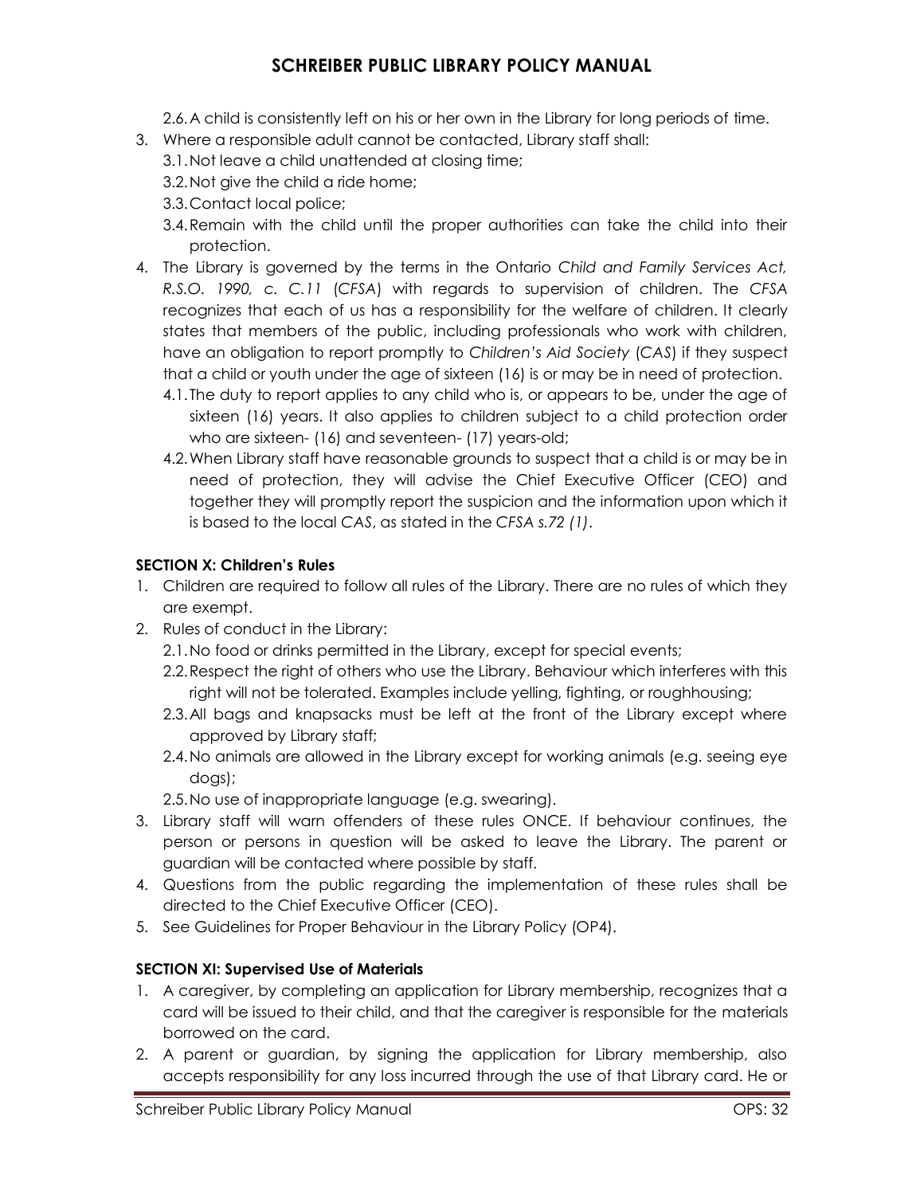2.6. A child is consistently left on his or her own in the Library for long periods of time.

3. Where a responsible adult cannot be contacted, Library staff shall:
   - 3.1. Not leave a child unattended at closing time;
   - 3.2. Not give the child a ride home;
   - 3.3. Contact local police;
   - 3.4. Remain with the child until the proper authorities can take the child into their protection.
4. The Library is governed by the terms in the Ontario *Child and Family Services Act, R.S.O. 1990, c. C.11* (*CFSA*) with regards to supervision of children. The *CFSA* recognizes that each of us has a responsibility for the welfare of children. It clearly states that members of the public, including professionals who work with children, have an obligation to report promptly to *Children's Aid Society* (*CAS*) if they suspect that a child or youth under the age of sixteen (16) is or may be in need of protection.
   - 4.1. The duty to report applies to any child who is, or appears to be, under the age of sixteen (16) years. It also applies to children subject to a child protection order who are sixteen- (16) and seventeen- (17) years-old;
   - 4.2. When Library staff have reasonable grounds to suspect that a child is or may be in need of protection, they will advise the Chief Executive Officer (CEO) and together they will promptly report the suspicion and the information upon which it is based to the local *CAS*, as stated in the *CFSA s.72 (1)*.

**SECTION X: Children's Rules**

1. Children are required to follow all rules of the Library. There are no rules of which they are exempt.
2. Rules of conduct in the Library:
   - 2.1. No food or drinks permitted in the Library, except for special events;
   - 2.2. Respect the right of others who use the Library. Behaviour which interferes with this right will not be tolerated. Examples include yelling, fighting, or roughhousing;
   - 2.3. All bags and knapsacks must be left at the front of the Library except where approved by Library staff;
   - 2.4. No animals are allowed in the Library except for working animals (e.g. seeing eye dogs);
   - 2.5. No use of inappropriate language (e.g. swearing).
3. Library staff will warn offenders of these rules ONCE. If behaviour continues, the person or persons in question will be asked to leave the Library. The parent or guardian will be contacted where possible by staff.
4. Questions from the public regarding the implementation of these rules shall be directed to the Chief Executive Officer (CEO).
5. See Guidelines for Proper Behaviour in the Library Policy (OP4).

**SECTION XI: Supervised Use of Materials**

1. A caregiver, by completing an application for Library membership, recognizes that a card will be issued to their child, and that the caregiver is responsible for the materials borrowed on the card.
2. A parent or guardian, by signing the application for Library membership, also accepts responsibility for any loss incurred through the use of that Library card. He or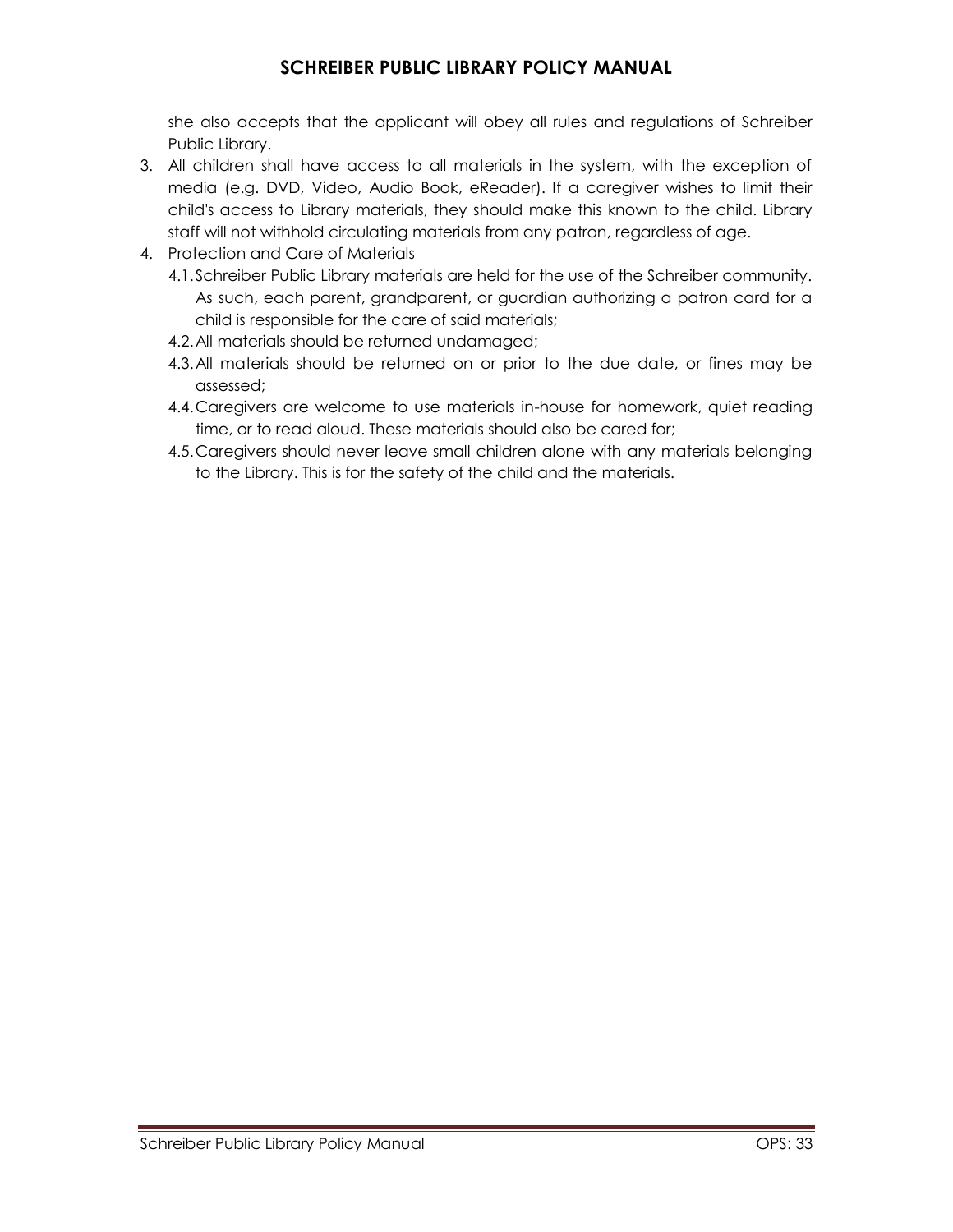she also accepts that the applicant will obey all rules and regulations of Schreiber Public Library.

3. All children shall have access to all materials in the system, with the exception of media (e.g. DVD, Video, Audio Book, eReader). If a caregiver wishes to limit their child's access to Library materials, they should make this known to the child. Library staff will not withhold circulating materials from any patron, regardless of age.
4. Protection and Care of Materials
   - 4.1. Schreiber Public Library materials are held for the use of the Schreiber community. As such, each parent, grandparent, or guardian authorizing a patron card for a child is responsible for the care of said materials;
   - 4.2. All materials should be returned undamaged;
   - 4.3. All materials should be returned on or prior to the due date, or fines may be assessed;
   - 4.4. Caregivers are welcome to use materials in-house for homework, quiet reading time, or to read aloud. These materials should also be cared for;
   - 4.5. Caregivers should never leave small children alone with any materials belonging to the Library. This is for the safety of the child and the materials.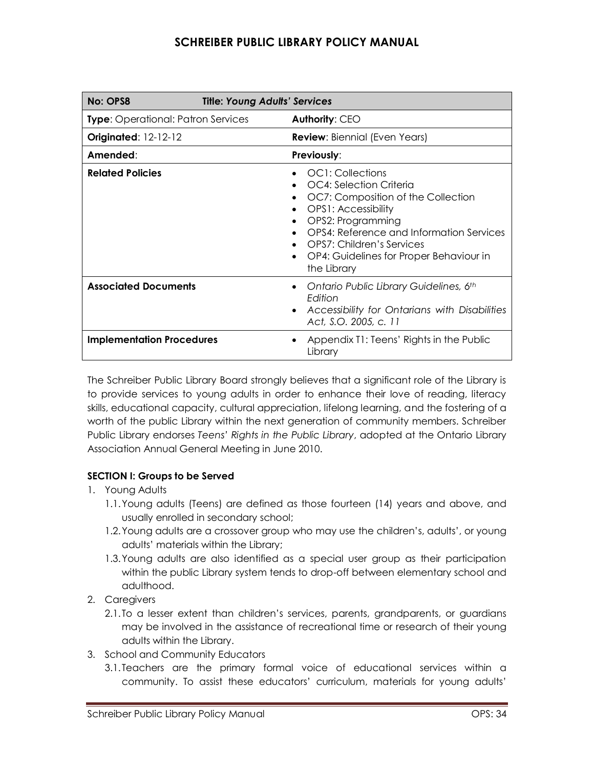| No: OPS8 | Title: *Young Adults' Services* |
|---|---|
| **Type**: Operational: Patron Services | **Authority**: CEO |
| **Originated**: 12-12-12 | **Review**: Biennial (Even Years) |
| **Amended**: | **Previously**: |
| **Related Policies** | • OC1: Collections<br>• OC4: Selection Criteria<br>• OC7: Composition of the Collection<br>• OPS1: Accessibility<br>• OPS2: Programming<br>• OPS4: Reference and Information Services<br>• OPS7: Children's Services<br>• OP4: Guidelines for Proper Behaviour in the Library |
| **Associated Documents** | • *Ontario Public Library Guidelines, 6th Edition*<br>• *Accessibility for Ontarians with Disabilities Act, S.O. 2005, c. 11* |
| **Implementation Procedures** | • Appendix T1: Teens' Rights in the Public Library |

The Schreiber Public Library Board strongly believes that a significant role of the Library is to provide services to young adults in order to enhance their love of reading, literacy skills, educational capacity, cultural appreciation, lifelong learning, and the fostering of a worth of the public Library within the next generation of community members. Schreiber Public Library endorses *Teens' Rights in the Public Library*, adopted at the Ontario Library Association Annual General Meeting in June 2010.

**SECTION I: Groups to be Served**

1. Young Adults
   1.1. Young adults (Teens) are defined as those fourteen (14) years and above, and usually enrolled in secondary school;
   1.2. Young adults are a crossover group who may use the children's, adults', or young adults' materials within the Library;
   1.3. Young adults are also identified as a special user group as their participation within the public Library system tends to drop-off between elementary school and adulthood.
2. Caregivers
   2.1. To a lesser extent than children's services, parents, grandparents, or guardians may be involved in the assistance of recreational time or research of their young adults within the Library.
3. School and Community Educators
   3.1. Teachers are the primary formal voice of educational services within a community. To assist these educators' curriculum, materials for young adults'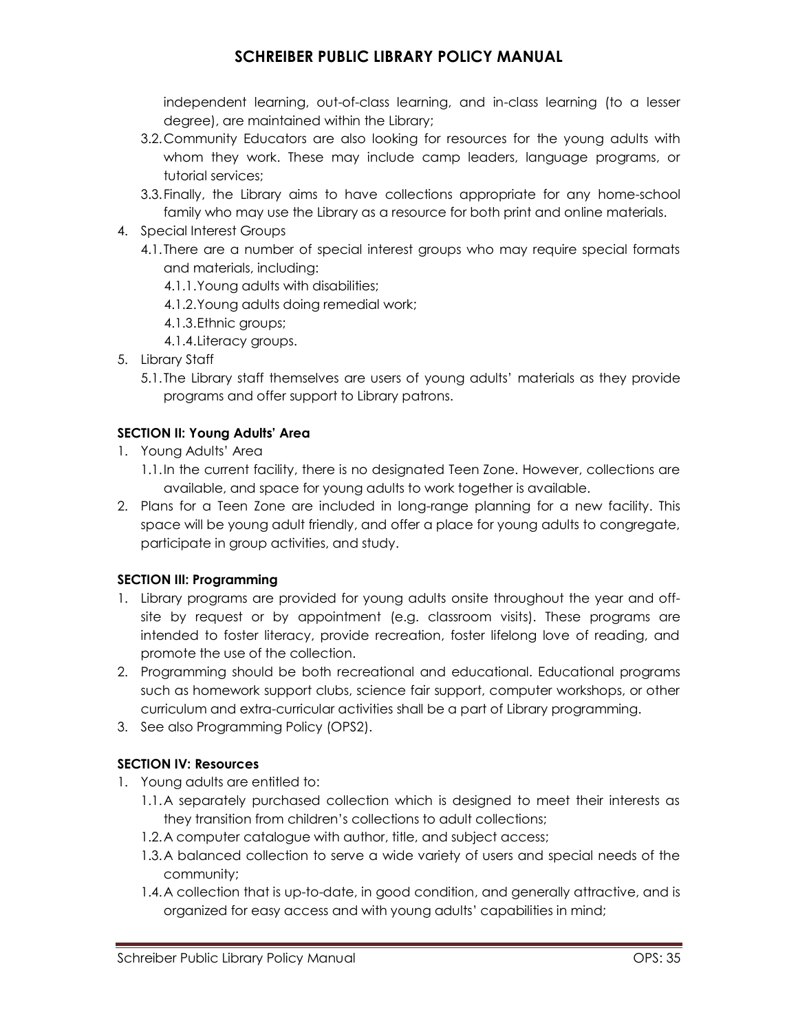independent learning, out-of-class learning, and in-class learning (to a lesser degree), are maintained within the Library;

3.2. Community Educators are also looking for resources for the young adults with whom they work. These may include camp leaders, language programs, or tutorial services;

3.3. Finally, the Library aims to have collections appropriate for any home-school family who may use the Library as a resource for both print and online materials.

4. Special Interest Groups
   - 4.1. There are a number of special interest groups who may require special formats and materials, including:
     - 4.1.1. Young adults with disabilities;
     - 4.1.2. Young adults doing remedial work;
     - 4.1.3. Ethnic groups;
     - 4.1.4. Literacy groups.
5. Library Staff
   - 5.1. The Library staff themselves are users of young adults' materials as they provide programs and offer support to Library patrons.

**SECTION II: Young Adults' Area**

1. Young Adults' Area
   - 1.1. In the current facility, there is no designated Teen Zone. However, collections are available, and space for young adults to work together is available.
2. Plans for a Teen Zone are included in long-range planning for a new facility. This space will be young adult friendly, and offer a place for young adults to congregate, participate in group activities, and study.

**SECTION III: Programming**

1. Library programs are provided for young adults onsite throughout the year and off-site by request or by appointment (e.g. classroom visits). These programs are intended to foster literacy, provide recreation, foster lifelong love of reading, and promote the use of the collection.
2. Programming should be both recreational and educational. Educational programs such as homework support clubs, science fair support, computer workshops, or other curriculum and extra-curricular activities shall be a part of Library programming.
3. See also Programming Policy (OPS2).

**SECTION IV: Resources**

1. Young adults are entitled to:
   - 1.1. A separately purchased collection which is designed to meet their interests as they transition from children's collections to adult collections;
   - 1.2. A computer catalogue with author, title, and subject access;
   - 1.3. A balanced collection to serve a wide variety of users and special needs of the community;
   - 1.4. A collection that is up-to-date, in good condition, and generally attractive, and is organized for easy access and with young adults' capabilities in mind;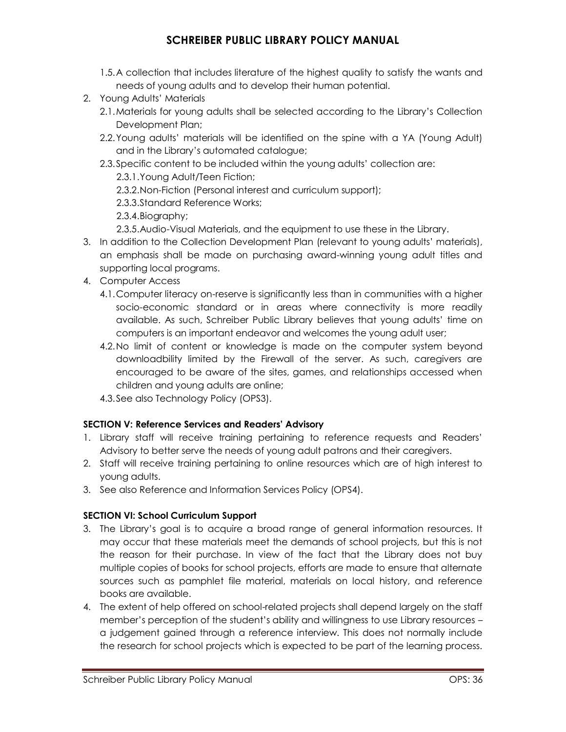1.5. A collection that includes literature of the highest quality to satisfy the wants and needs of young adults and to develop their human potential.

2. Young Adults' Materials
   2.1. Materials for young adults shall be selected according to the Library's Collection Development Plan;
   2.2. Young adults' materials will be identified on the spine with a YA (Young Adult) and in the Library's automated catalogue;
   2.3. Specific content to be included within the young adults' collection are:
      2.3.1. Young Adult/Teen Fiction;
      2.3.2. Non-Fiction (Personal interest and curriculum support);
      2.3.3. Standard Reference Works;
      2.3.4. Biography;
      2.3.5. Audio-Visual Materials, and the equipment to use these in the Library.
3. In addition to the Collection Development Plan (relevant to young adults' materials), an emphasis shall be made on purchasing award-winning young adult titles and supporting local programs.
4. Computer Access
   4.1. Computer literacy on-reserve is significantly less than in communities with a higher socio-economic standard or in areas where connectivity is more readily available. As such, Schreiber Public Library believes that young adults' time on computers is an important endeavor and welcomes the young adult user;
   4.2. No limit of content or knowledge is made on the computer system beyond downloadbility limited by the Firewall of the server. As such, caregivers are encouraged to be aware of the sites, games, and relationships accessed when children and young adults are online;
   4.3. See also Technology Policy (OPS3).

**SECTION V: Reference Services and Readers' Advisory**

1. Library staff will receive training pertaining to reference requests and Readers' Advisory to better serve the needs of young adult patrons and their caregivers.
2. Staff will receive training pertaining to online resources which are of high interest to young adults.
3. See also Reference and Information Services Policy (OPS4).

**SECTION VI: School Curriculum Support**

3. The Library's goal is to acquire a broad range of general information resources. It may occur that these materials meet the demands of school projects, but this is not the reason for their purchase. In view of the fact that the Library does not buy multiple copies of books for school projects, efforts are made to ensure that alternate sources such as pamphlet file material, materials on local history, and reference books are available.
4. The extent of help offered on school-related projects shall depend largely on the staff member's perception of the student's ability and willingness to use Library resources – a judgement gained through a reference interview. This does not normally include the research for school projects which is expected to be part of the learning process.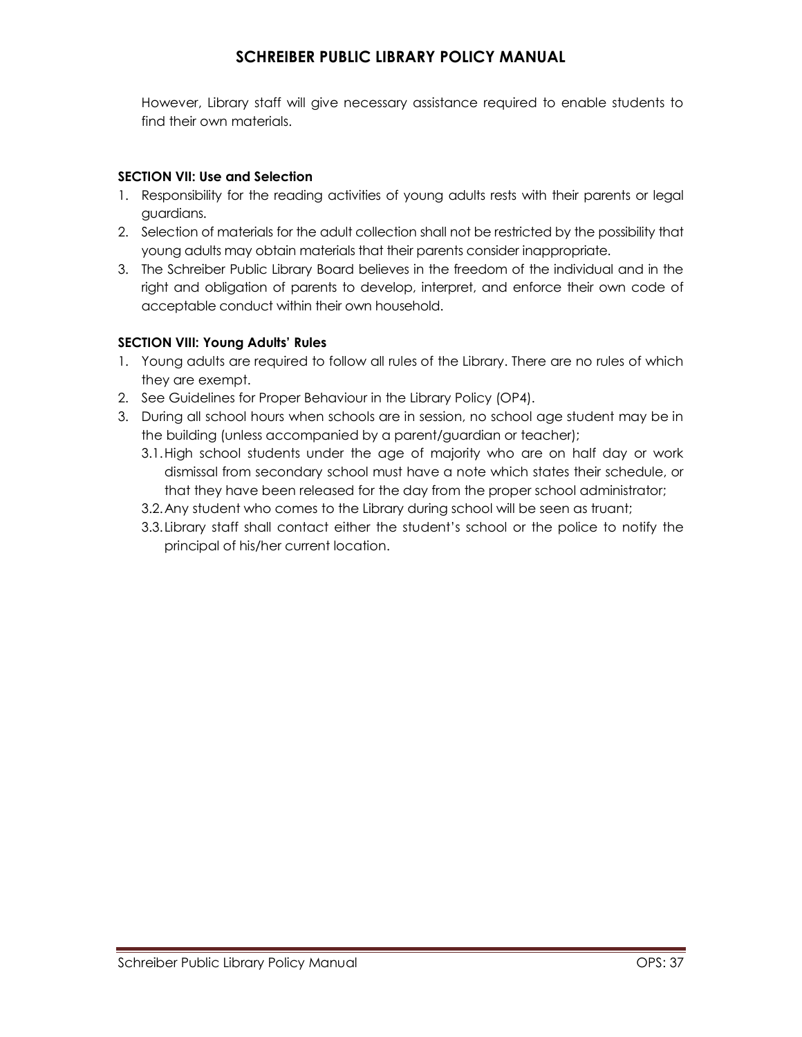However, Library staff will give necessary assistance required to enable students to find their own materials.

**SECTION VII: Use and Selection**

1. Responsibility for the reading activities of young adults rests with their parents or legal guardians.
2. Selection of materials for the adult collection shall not be restricted by the possibility that young adults may obtain materials that their parents consider inappropriate.
3. The Schreiber Public Library Board believes in the freedom of the individual and in the right and obligation of parents to develop, interpret, and enforce their own code of acceptable conduct within their own household.

**SECTION VIII: Young Adults' Rules**

1. Young adults are required to follow all rules of the Library. There are no rules of which they are exempt.
2. See Guidelines for Proper Behaviour in the Library Policy (OP4).
3. During all school hours when schools are in session, no school age student may be in the building (unless accompanied by a parent/guardian or teacher);
   - 3.1. High school students under the age of majority who are on half day or work dismissal from secondary school must have a note which states their schedule, or that they have been released for the day from the proper school administrator;
   - 3.2. Any student who comes to the Library during school will be seen as truant;
   - 3.3. Library staff shall contact either the student's school or the police to notify the principal of his/her current location.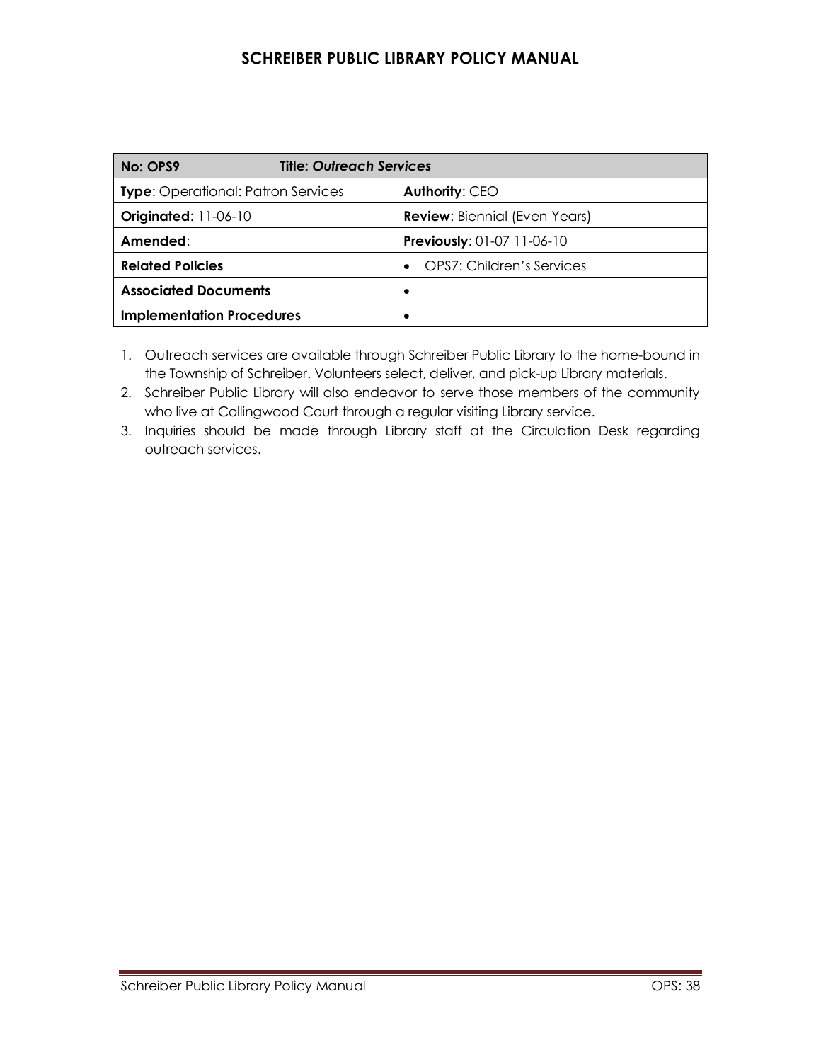| No: OPS9 | Title: *Outreach Services* |
|---|---|
| **Type**: Operational: Patron Services | **Authority**: CEO |
| **Originated**: 11-06-10 | **Review**: Biennial (Even Years) |
| **Amended**: | **Previously**: 01-07 11-06-10 |
| **Related Policies** | • OPS7: Children's Services |
| **Associated Documents** | • |
| **Implementation Procedures** | • |

1. Outreach services are available through Schreiber Public Library to the home-bound in the Township of Schreiber. Volunteers select, deliver, and pick-up Library materials.
2. Schreiber Public Library will also endeavor to serve those members of the community who live at Collingwood Court through a regular visiting Library service.
3. Inquiries should be made through Library staff at the Circulation Desk regarding outreach services.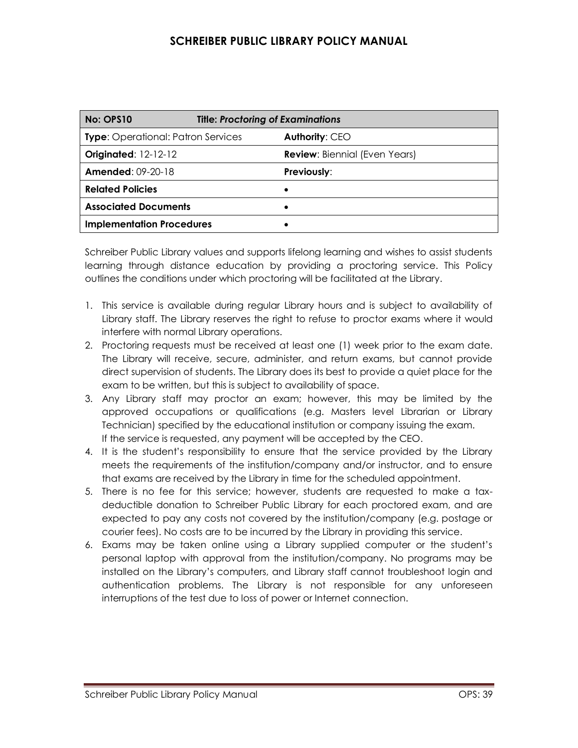| No: OPS10 | Title: *Proctoring of Examinations* |
| --- | --- |
| **Type**: Operational: Patron Services | **Authority**: CEO |
| **Originated**: 12-12-12 | **Review**: Biennial (Even Years) |
| **Amended**: 09-20-18 | **Previously**: |
| **Related Policies** | • |
| **Associated Documents** | • |
| **Implementation Procedures** | • |

Schreiber Public Library values and supports lifelong learning and wishes to assist students learning through distance education by providing a proctoring service. This Policy outlines the conditions under which proctoring will be facilitated at the Library.

1. This service is available during regular Library hours and is subject to availability of Library staff. The Library reserves the right to refuse to proctor exams where it would interfere with normal Library operations.
2. Proctoring requests must be received at least one (1) week prior to the exam date. The Library will receive, secure, administer, and return exams, but cannot provide direct supervision of students. The Library does its best to provide a quiet place for the exam to be written, but this is subject to availability of space.
3. Any Library staff may proctor an exam; however, this may be limited by the approved occupations or qualifications (e.g. Masters level Librarian or Library Technician) specified by the educational institution or company issuing the exam. If the service is requested, any payment will be accepted by the CEO.
4. It is the student's responsibility to ensure that the service provided by the Library meets the requirements of the institution/company and/or instructor, and to ensure that exams are received by the Library in time for the scheduled appointment.
5. There is no fee for this service; however, students are requested to make a tax-deductible donation to Schreiber Public Library for each proctored exam, and are expected to pay any costs not covered by the institution/company (e.g. postage or courier fees). No costs are to be incurred by the Library in providing this service.
6. Exams may be taken online using a Library supplied computer or the student's personal laptop with approval from the institution/company. No programs may be installed on the Library's computers, and Library staff cannot troubleshoot login and authentication problems. The Library is not responsible for any unforeseen interruptions of the test due to loss of power or Internet connection.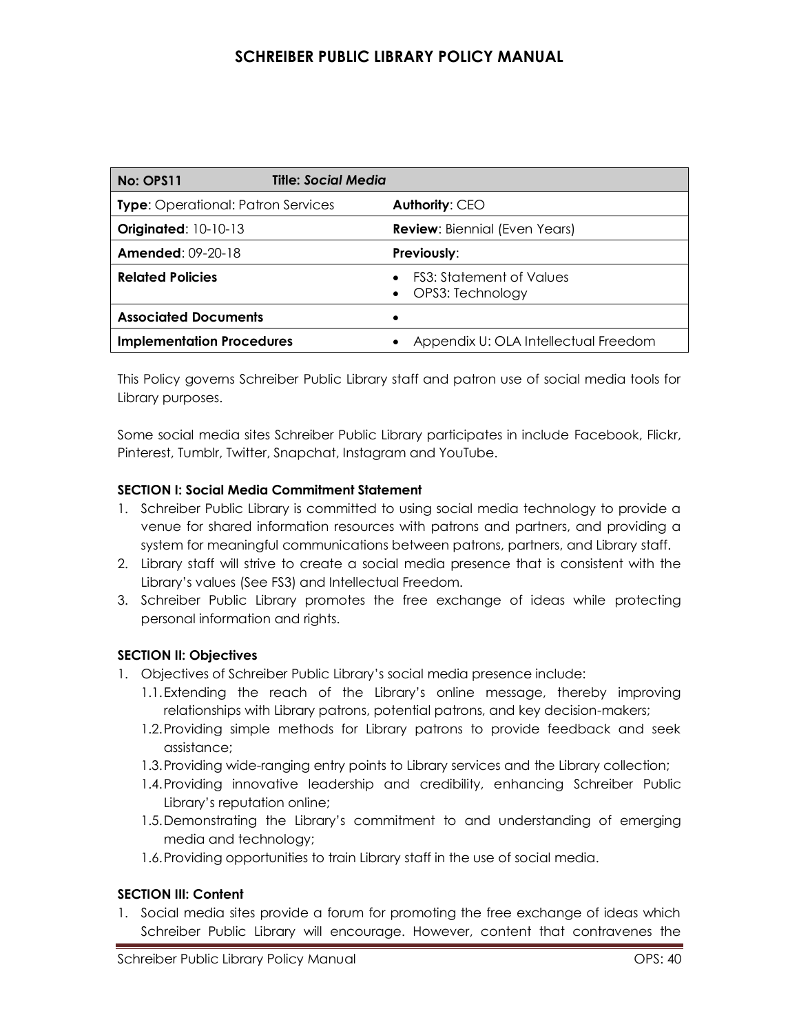# SCHREIBER PUBLIC LIBRARY POLICY MANUAL

| **No: OPS11** &nbsp;&nbsp;&nbsp;&nbsp; **Title: *Social Media*** | |
|---|---|
| **Type**: Operational: Patron Services | **Authority**: CEO |
| **Originated**: 10-10-13 | **Review**: Biennial (Even Years) |
| **Amended**: 09-20-18 | **Previously**: |
| **Related Policies** | • FS3: Statement of Values<br>• OPS3: Technology |
| **Associated Documents** | • |
| **Implementation Procedures** | • Appendix U: OLA Intellectual Freedom |

This Policy governs Schreiber Public Library staff and patron use of social media tools for Library purposes.

Some social media sites Schreiber Public Library participates in include Facebook, Flickr, Pinterest, Tumblr, Twitter, Snapchat, Instagram and YouTube.

**SECTION I: Social Media Commitment Statement**

1. Schreiber Public Library is committed to using social media technology to provide a venue for shared information resources with patrons and partners, and providing a system for meaningful communications between patrons, partners, and Library staff.
2. Library staff will strive to create a social media presence that is consistent with the Library's values (See FS3) and Intellectual Freedom.
3. Schreiber Public Library promotes the free exchange of ideas while protecting personal information and rights.

**SECTION II: Objectives**

1. Objectives of Schreiber Public Library's social media presence include:
   - 1.1. Extending the reach of the Library's online message, thereby improving relationships with Library patrons, potential patrons, and key decision-makers;
   - 1.2. Providing simple methods for Library patrons to provide feedback and seek assistance;
   - 1.3. Providing wide-ranging entry points to Library services and the Library collection;
   - 1.4. Providing innovative leadership and credibility, enhancing Schreiber Public Library's reputation online;
   - 1.5. Demonstrating the Library's commitment to and understanding of emerging media and technology;
   - 1.6. Providing opportunities to train Library staff in the use of social media.

**SECTION III: Content**

1. Social media sites provide a forum for promoting the free exchange of ideas which Schreiber Public Library will encourage. However, content that contravenes the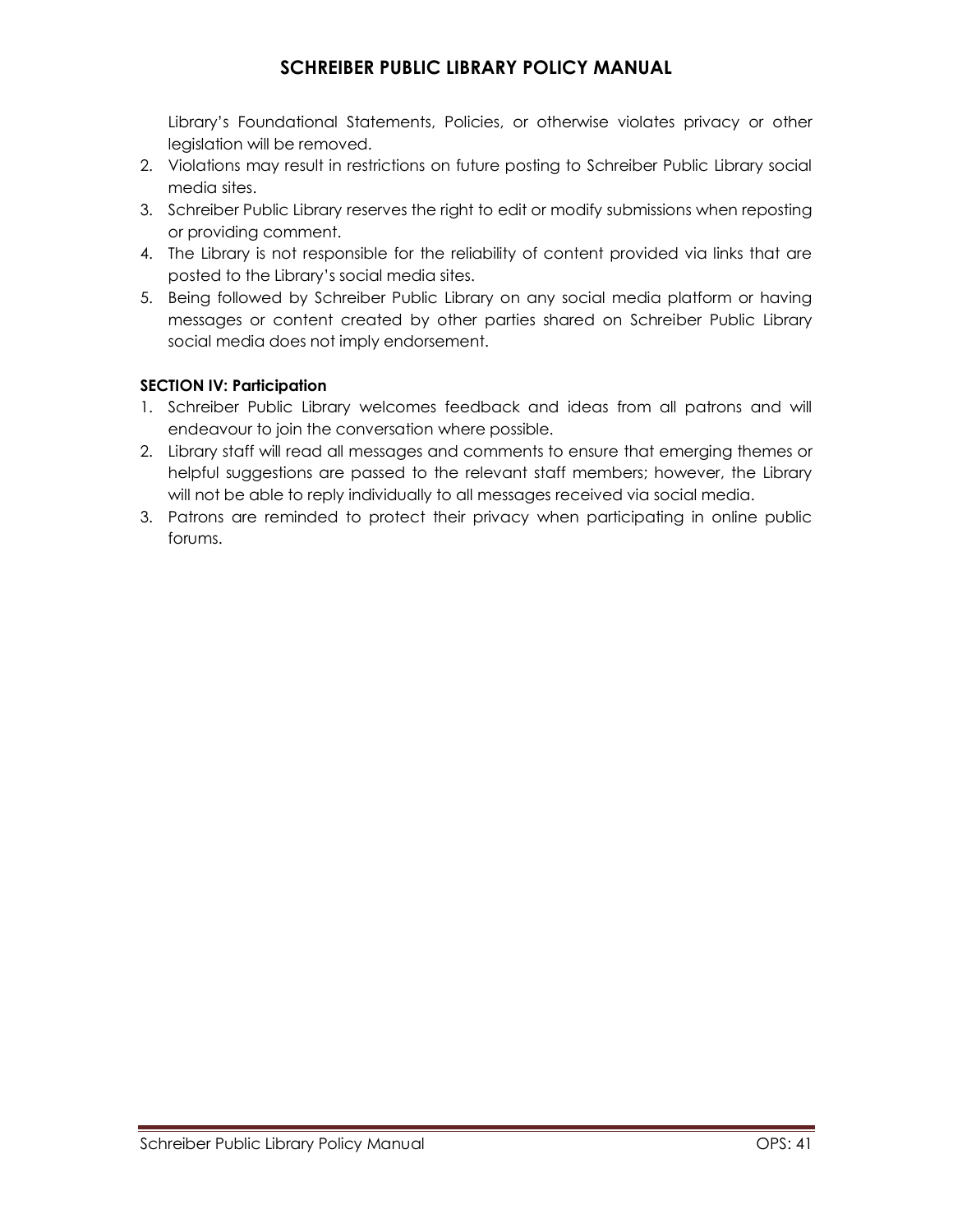Library's Foundational Statements, Policies, or otherwise violates privacy or other legislation will be removed.

2. Violations may result in restrictions on future posting to Schreiber Public Library social media sites.
3. Schreiber Public Library reserves the right to edit or modify submissions when reposting or providing comment.
4. The Library is not responsible for the reliability of content provided via links that are posted to the Library's social media sites.
5. Being followed by Schreiber Public Library on any social media platform or having messages or content created by other parties shared on Schreiber Public Library social media does not imply endorsement.

**SECTION IV: Participation**

1. Schreiber Public Library welcomes feedback and ideas from all patrons and will endeavour to join the conversation where possible.
2. Library staff will read all messages and comments to ensure that emerging themes or helpful suggestions are passed to the relevant staff members; however, the Library will not be able to reply individually to all messages received via social media.
3. Patrons are reminded to protect their privacy when participating in online public forums.